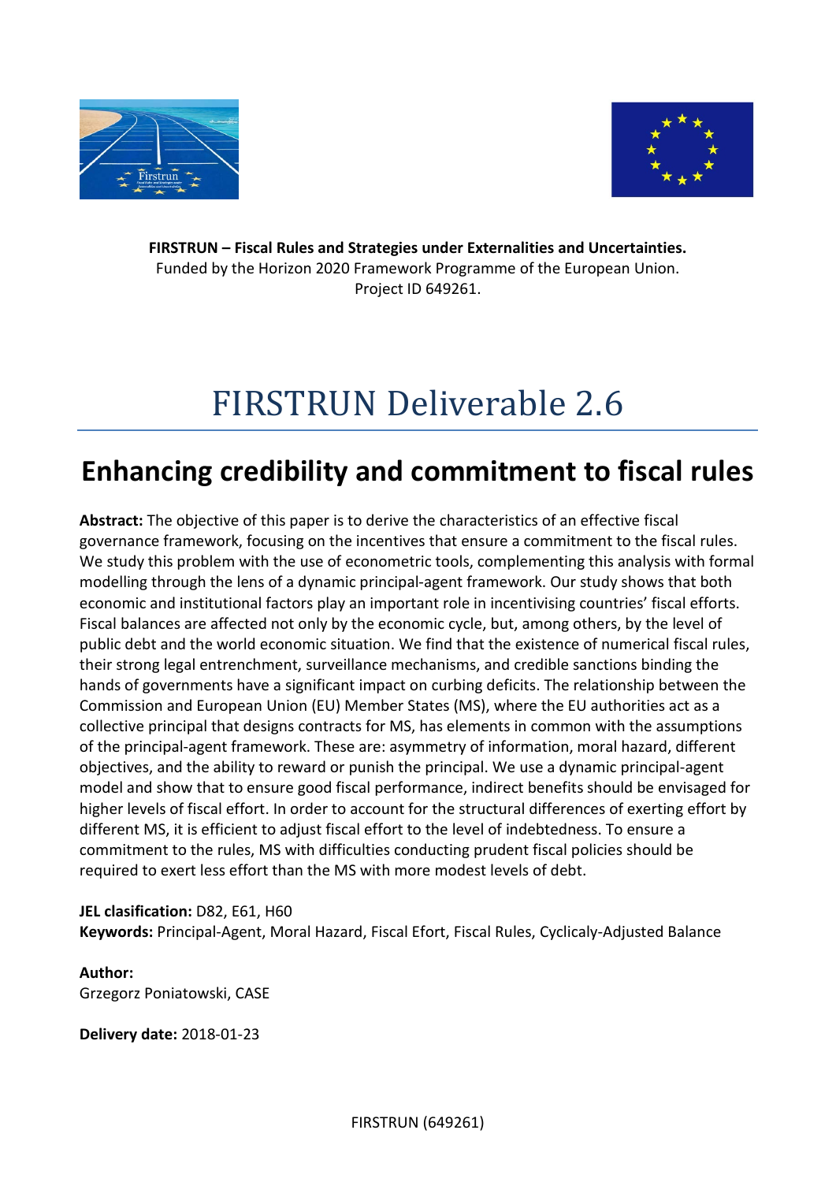**FIRSTRUN – Fiscal Rules and Strategies under Externalities and Uncertainties.**
Funded by the Horizon 2020 Framework Programme of the European Union.
Project ID 649261.

# FIRSTRUN Deliverable 2.6

## Enhancing credibility and commitment to fiscal rules

**Abstract:** The objective of this paper is to derive the characteristics of an effective fiscal governance framework, focusing on the incentives that ensure a commitment to the fiscal rules. We study this problem with the use of econometric tools, complementing this analysis with formal modelling through the lens of a dynamic principal-agent framework. Our study shows that both economic and institutional factors play an important role in incentivising countries' fiscal efforts. Fiscal balances are affected not only by the economic cycle, but, among others, by the level of public debt and the world economic situation. We find that the existence of numerical fiscal rules, their strong legal entrenchment, surveillance mechanisms, and credible sanctions binding the hands of governments have a significant impact on curbing deficits. The relationship between the Commission and European Union (EU) Member States (MS), where the EU authorities act as a collective principal that designs contracts for MS, has elements in common with the assumptions of the principal-agent framework. These are: asymmetry of information, moral hazard, different objectives, and the ability to reward or punish the principal. We use a dynamic principal-agent model and show that to ensure good fiscal performance, indirect benefits should be envisaged for higher levels of fiscal effort. In order to account for the structural differences of exerting effort by different MS, it is efficient to adjust fiscal effort to the level of indebtedness. To ensure a commitment to the rules, MS with difficulties conducting prudent fiscal policies should be required to exert less effort than the MS with more modest levels of debt.

**JEL clasification:** D82, E61, H60
**Keywords:** Principal-Agent, Moral Hazard, Fiscal Efort, Fiscal Rules, Cyclicaly-Adjusted Balance

**Author:**
Grzegorz Poniatowski, CASE

**Delivery date:** 2018-01-23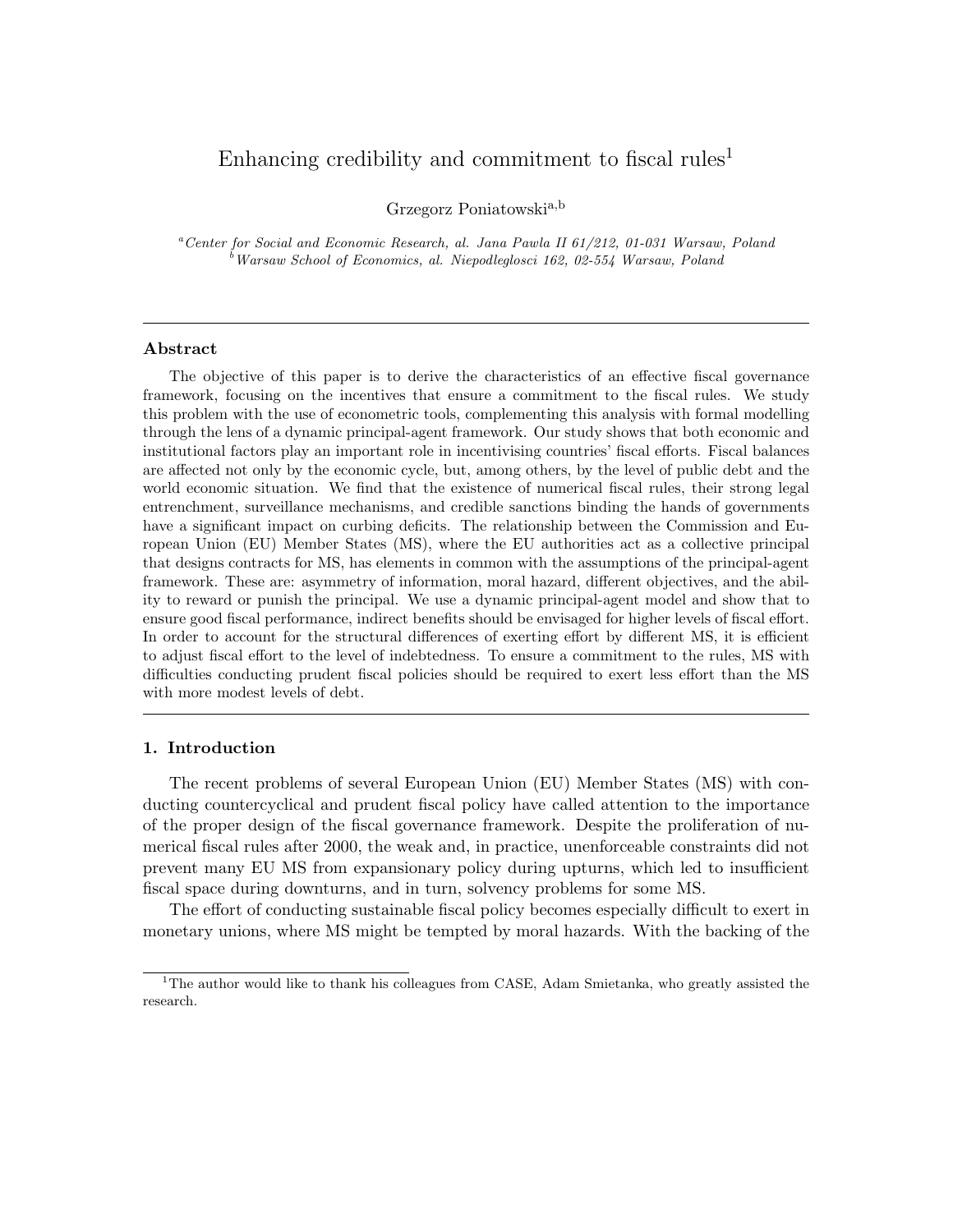# Enhancing credibility and commitment to fiscal rules[1]

Grzegorz Poniatowski[a,b]

[a] *Center for Social and Economic Research, al. Jana Pawla II 61/212, 01-031 Warsaw, Poland*
[b] *Warsaw School of Economics, al. Niepodleglosci 162, 02-554 Warsaw, Poland*

---

### Abstract

The objective of this paper is to derive the characteristics of an effective fiscal governance framework, focusing on the incentives that ensure a commitment to the fiscal rules. We study this problem with the use of econometric tools, complementing this analysis with formal modelling through the lens of a dynamic principal-agent framework. Our study shows that both economic and institutional factors play an important role in incentivising countries' fiscal efforts. Fiscal balances are affected not only by the economic cycle, but, among others, by the level of public debt and the world economic situation. We find that the existence of numerical fiscal rules, their strong legal entrenchment, surveillance mechanisms, and credible sanctions binding the hands of governments have a significant impact on curbing deficits. The relationship between the Commission and European Union (EU) Member States (MS), where the EU authorities act as a collective principal that designs contracts for MS, has elements in common with the assumptions of the principal-agent framework. These are: asymmetry of information, moral hazard, different objectives, and the ability to reward or punish the principal. We use a dynamic principal-agent model and show that to ensure good fiscal performance, indirect benefits should be envisaged for higher levels of fiscal effort. In order to account for the structural differences of exerting effort by different MS, it is efficient to adjust fiscal effort to the level of indebtedness. To ensure a commitment to the rules, MS with difficulties conducting prudent fiscal policies should be required to exert less effort than the MS with more modest levels of debt.

---

## 1. Introduction

The recent problems of several European Union (EU) Member States (MS) with conducting countercyclical and prudent fiscal policy have called attention to the importance of the proper design of the fiscal governance framework. Despite the proliferation of numerical fiscal rules after 2000, the weak and, in practice, unenforceable constraints did not prevent many EU MS from expansionary policy during upturns, which led to insufficient fiscal space during downturns, and in turn, solvency problems for some MS.

The effort of conducting sustainable fiscal policy becomes especially difficult to exert in monetary unions, where MS might be tempted by moral hazards. With the backing of the

---

[1] The author would like to thank his colleagues from CASE, Adam Smietanka, who greatly assisted the research.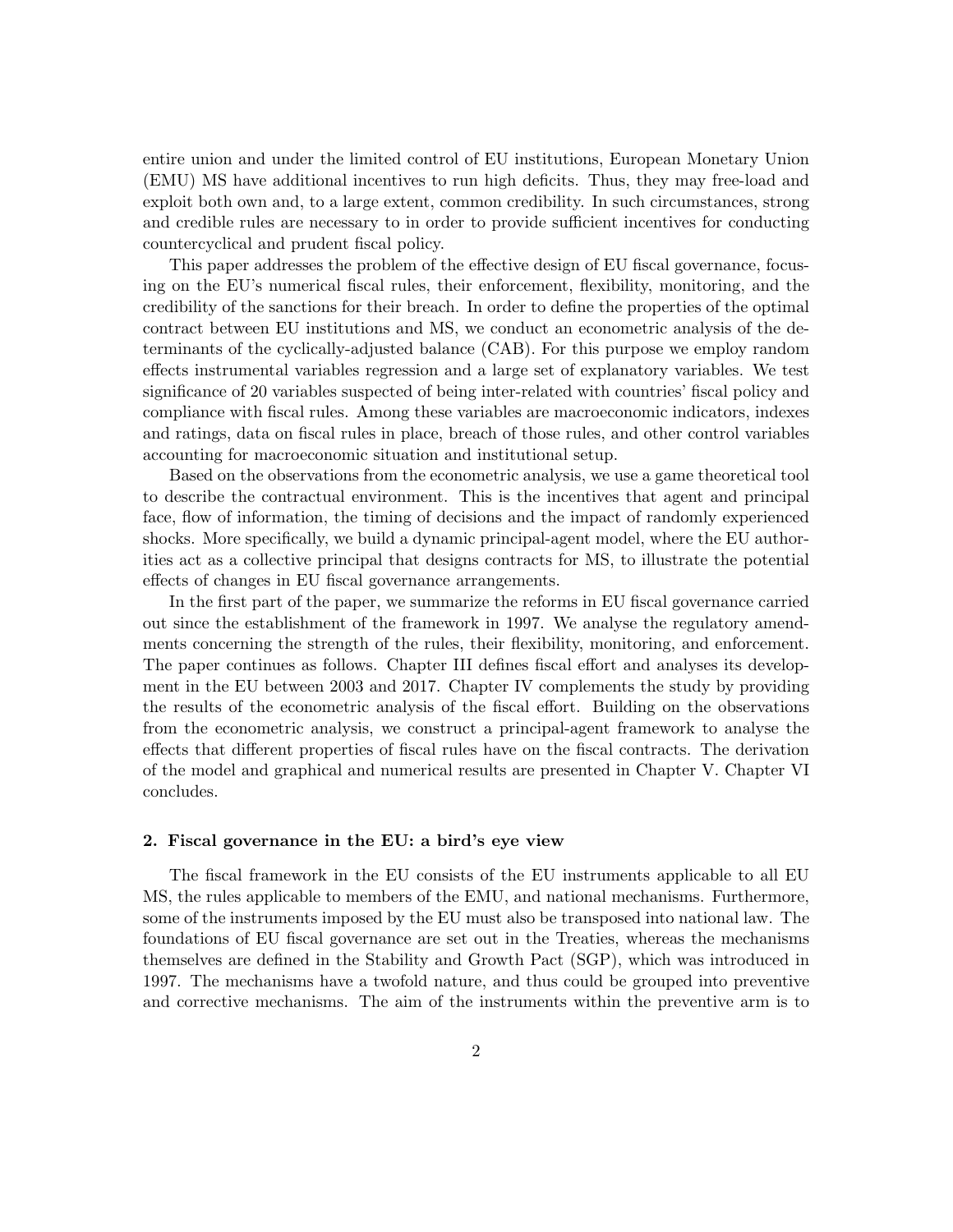entire union and under the limited control of EU institutions, European Monetary Union (EMU) MS have additional incentives to run high deficits. Thus, they may free-load and exploit both own and, to a large extent, common credibility. In such circumstances, strong and credible rules are necessary to in order to provide sufficient incentives for conducting countercyclical and prudent fiscal policy.

This paper addresses the problem of the effective design of EU fiscal governance, focusing on the EU's numerical fiscal rules, their enforcement, flexibility, monitoring, and the credibility of the sanctions for their breach. In order to define the properties of the optimal contract between EU institutions and MS, we conduct an econometric analysis of the determinants of the cyclically-adjusted balance (CAB). For this purpose we employ random effects instrumental variables regression and a large set of explanatory variables. We test significance of 20 variables suspected of being inter-related with countries' fiscal policy and compliance with fiscal rules. Among these variables are macroeconomic indicators, indexes and ratings, data on fiscal rules in place, breach of those rules, and other control variables accounting for macroeconomic situation and institutional setup.

Based on the observations from the econometric analysis, we use a game theoretical tool to describe the contractual environment. This is the incentives that agent and principal face, flow of information, the timing of decisions and the impact of randomly experienced shocks. More specifically, we build a dynamic principal-agent model, where the EU authorities act as a collective principal that designs contracts for MS, to illustrate the potential effects of changes in EU fiscal governance arrangements.

In the first part of the paper, we summarize the reforms in EU fiscal governance carried out since the establishment of the framework in 1997. We analyse the regulatory amendments concerning the strength of the rules, their flexibility, monitoring, and enforcement. The paper continues as follows. Chapter III defines fiscal effort and analyses its development in the EU between 2003 and 2017. Chapter IV complements the study by providing the results of the econometric analysis of the fiscal effort. Building on the observations from the econometric analysis, we construct a principal-agent framework to analyse the effects that different properties of fiscal rules have on the fiscal contracts. The derivation of the model and graphical and numerical results are presented in Chapter V. Chapter VI concludes.

## 2. Fiscal governance in the EU: a bird's eye view

The fiscal framework in the EU consists of the EU instruments applicable to all EU MS, the rules applicable to members of the EMU, and national mechanisms. Furthermore, some of the instruments imposed by the EU must also be transposed into national law. The foundations of EU fiscal governance are set out in the Treaties, whereas the mechanisms themselves are defined in the Stability and Growth Pact (SGP), which was introduced in 1997. The mechanisms have a twofold nature, and thus could be grouped into preventive and corrective mechanisms. The aim of the instruments within the preventive arm is to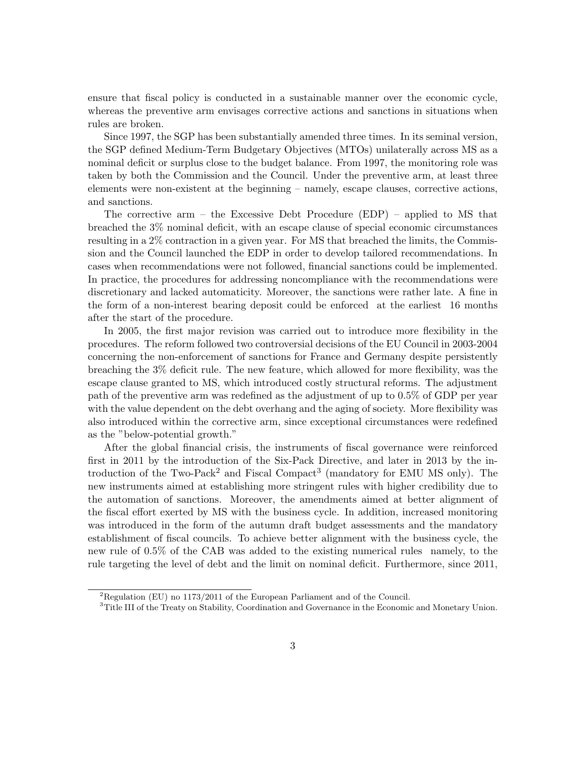ensure that fiscal policy is conducted in a sustainable manner over the economic cycle, whereas the preventive arm envisages corrective actions and sanctions in situations when rules are broken.

Since 1997, the SGP has been substantially amended three times. In its seminal version, the SGP defined Medium-Term Budgetary Objectives (MTOs) unilaterally across MS as a nominal deficit or surplus close to the budget balance. From 1997, the monitoring role was taken by both the Commission and the Council. Under the preventive arm, at least three elements were non-existent at the beginning – namely, escape clauses, corrective actions, and sanctions.

The corrective arm – the Excessive Debt Procedure (EDP) – applied to MS that breached the 3% nominal deficit, with an escape clause of special economic circumstances resulting in a 2% contraction in a given year. For MS that breached the limits, the Commission and the Council launched the EDP in order to develop tailored recommendations. In cases when recommendations were not followed, financial sanctions could be implemented. In practice, the procedures for addressing noncompliance with the recommendations were discretionary and lacked automaticity. Moreover, the sanctions were rather late. A fine in the form of a non-interest bearing deposit could be enforced at the earliest 16 months after the start of the procedure.

In 2005, the first major revision was carried out to introduce more flexibility in the procedures. The reform followed two controversial decisions of the EU Council in 2003-2004 concerning the non-enforcement of sanctions for France and Germany despite persistently breaching the 3% deficit rule. The new feature, which allowed for more flexibility, was the escape clause granted to MS, which introduced costly structural reforms. The adjustment path of the preventive arm was redefined as the adjustment of up to 0.5% of GDP per year with the value dependent on the debt overhang and the aging of society. More flexibility was also introduced within the corrective arm, since exceptional circumstances were redefined as the "below-potential growth."

After the global financial crisis, the instruments of fiscal governance were reinforced first in 2011 by the introduction of the Six-Pack Directive, and later in 2013 by the introduction of the Two-Pack[2] and Fiscal Compact[3] (mandatory for EMU MS only). The new instruments aimed at establishing more stringent rules with higher credibility due to the automation of sanctions. Moreover, the amendments aimed at better alignment of the fiscal effort exerted by MS with the business cycle. In addition, increased monitoring was introduced in the form of the autumn draft budget assessments and the mandatory establishment of fiscal councils. To achieve better alignment with the business cycle, the new rule of 0.5% of the CAB was added to the existing numerical rules namely, to the rule targeting the level of debt and the limit on nominal deficit. Furthermore, since 2011,

[2] Regulation (EU) no 1173/2011 of the European Parliament and of the Council.

[3] Title III of the Treaty on Stability, Coordination and Governance in the Economic and Monetary Union.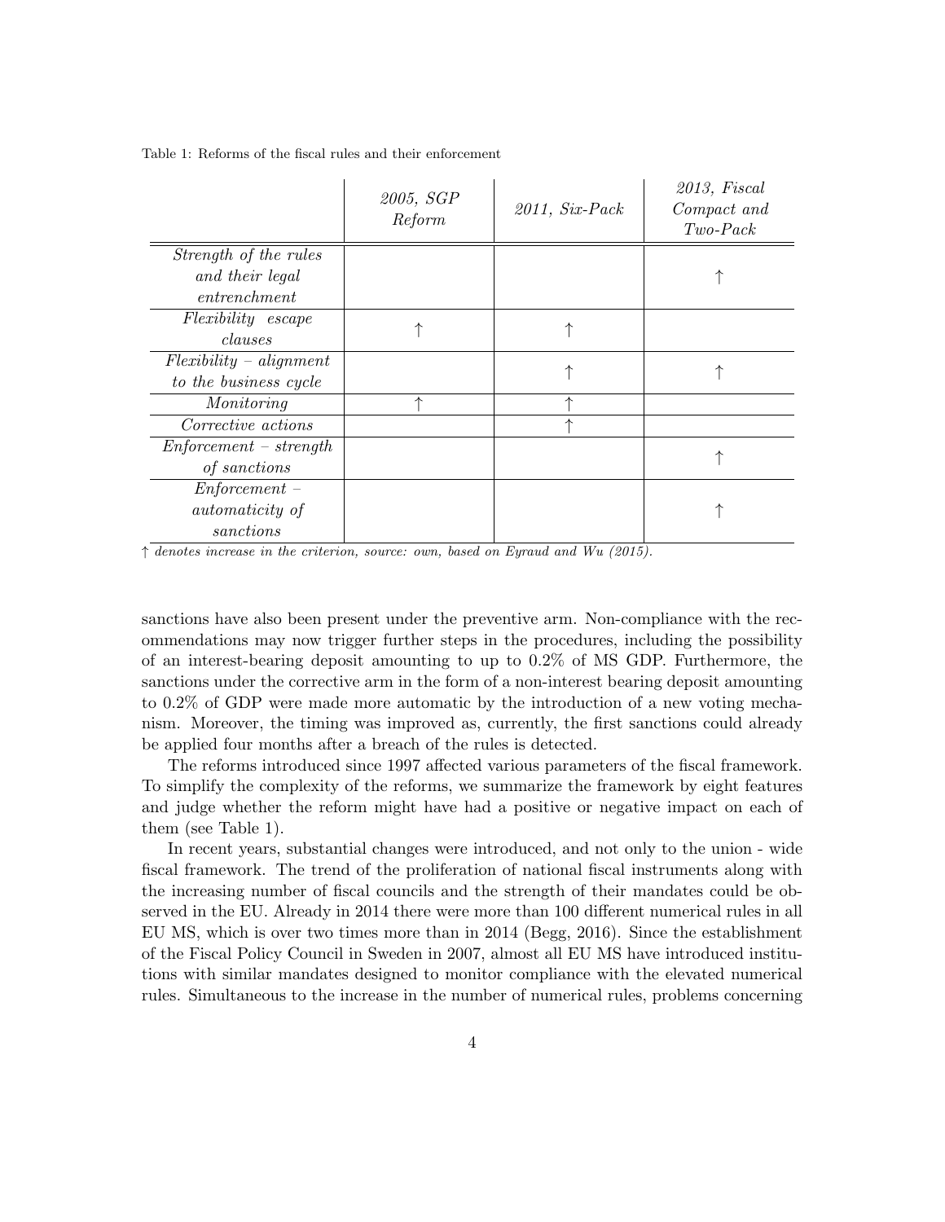Table 1: Reforms of the fiscal rules and their enforcement

| | *2005, SGP Reform* | *2011, Six-Pack* | *2013, Fiscal Compact and Two-Pack* |
|---|---|---|---|
| *Strength of the rules and their legal entrenchment* | | | ↑ |
| *Flexibility escape clauses* | ↑ | ↑ | |
| *Flexibility – alignment to the business cycle* | | ↑ | ↑ |
| *Monitoring* | ↑ | ↑ | |
| *Corrective actions* | | ↑ | |
| *Enforcement – strength of sanctions* | | | ↑ |
| *Enforcement – automaticity of sanctions* | | | ↑ |

↑ *denotes increase in the criterion, source: own, based on Eyraud and Wu (2015).*

sanctions have also been present under the preventive arm. Non-compliance with the recommendations may now trigger further steps in the procedures, including the possibility of an interest-bearing deposit amounting to up to 0.2% of MS GDP. Furthermore, the sanctions under the corrective arm in the form of a non-interest bearing deposit amounting to 0.2% of GDP were made more automatic by the introduction of a new voting mechanism. Moreover, the timing was improved as, currently, the first sanctions could already be applied four months after a breach of the rules is detected.

The reforms introduced since 1997 affected various parameters of the fiscal framework. To simplify the complexity of the reforms, we summarize the framework by eight features and judge whether the reform might have had a positive or negative impact on each of them (see Table 1).

In recent years, substantial changes were introduced, and not only to the union - wide fiscal framework. The trend of the proliferation of national fiscal instruments along with the increasing number of fiscal councils and the strength of their mandates could be observed in the EU. Already in 2014 there were more than 100 different numerical rules in all EU MS, which is over two times more than in 2014 (Begg, 2016). Since the establishment of the Fiscal Policy Council in Sweden in 2007, almost all EU MS have introduced institutions with similar mandates designed to monitor compliance with the elevated numerical rules. Simultaneous to the increase in the number of numerical rules, problems concerning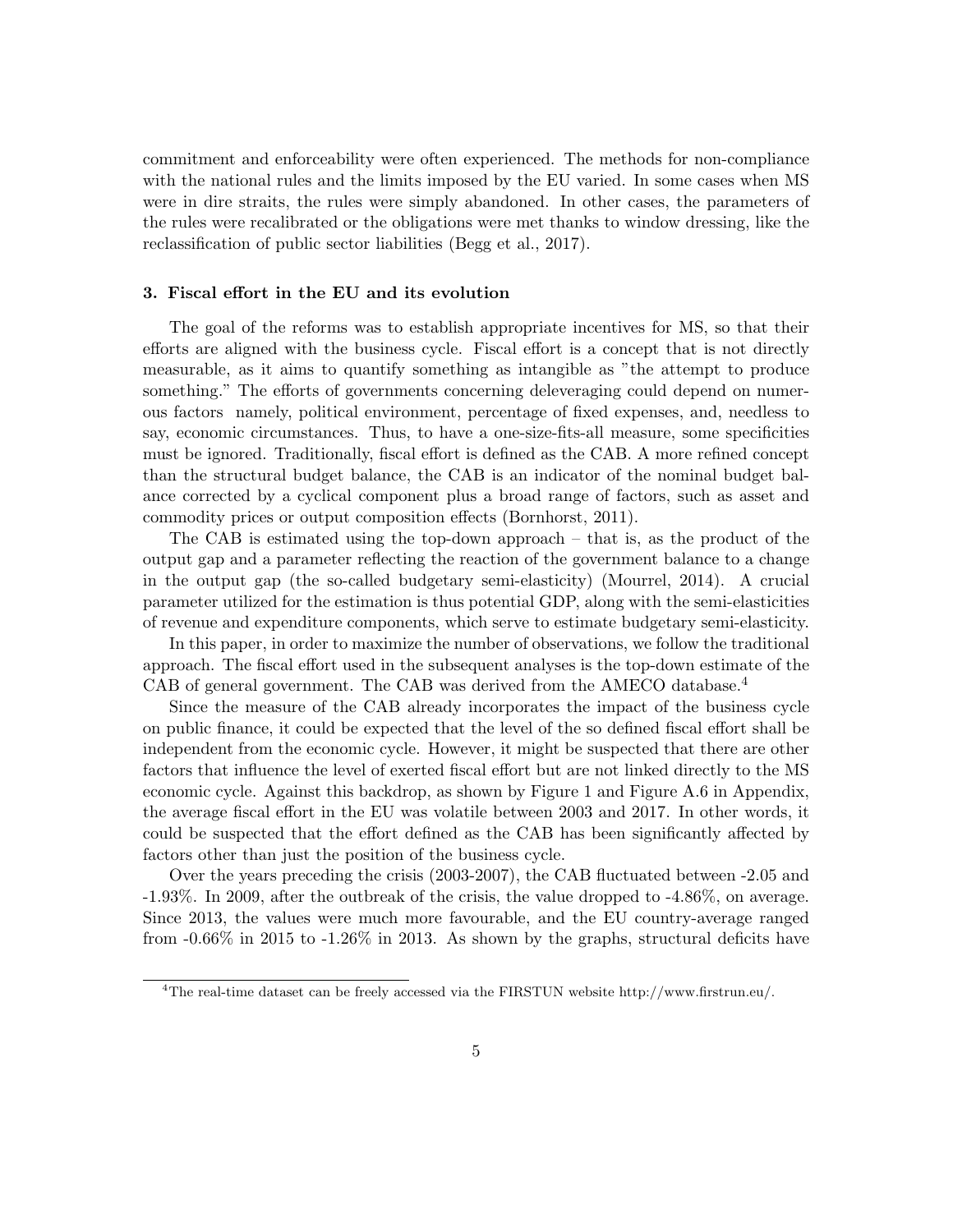commitment and enforceability were often experienced. The methods for non-compliance with the national rules and the limits imposed by the EU varied. In some cases when MS were in dire straits, the rules were simply abandoned. In other cases, the parameters of the rules were recalibrated or the obligations were met thanks to window dressing, like the reclassification of public sector liabilities (Begg et al., 2017).

### 3. Fiscal effort in the EU and its evolution

The goal of the reforms was to establish appropriate incentives for MS, so that their efforts are aligned with the business cycle. Fiscal effort is a concept that is not directly measurable, as it aims to quantify something as intangible as "the attempt to produce something." The efforts of governments concerning deleveraging could depend on numerous factors namely, political environment, percentage of fixed expenses, and, needless to say, economic circumstances. Thus, to have a one-size-fits-all measure, some specificities must be ignored. Traditionally, fiscal effort is defined as the CAB. A more refined concept than the structural budget balance, the CAB is an indicator of the nominal budget balance corrected by a cyclical component plus a broad range of factors, such as asset and commodity prices or output composition effects (Bornhorst, 2011).

The CAB is estimated using the top-down approach – that is, as the product of the output gap and a parameter reflecting the reaction of the government balance to a change in the output gap (the so-called budgetary semi-elasticity) (Mourrel, 2014). A crucial parameter utilized for the estimation is thus potential GDP, along with the semi-elasticities of revenue and expenditure components, which serve to estimate budgetary semi-elasticity.

In this paper, in order to maximize the number of observations, we follow the traditional approach. The fiscal effort used in the subsequent analyses is the top-down estimate of the CAB of general government. The CAB was derived from the AMECO database.[4]

Since the measure of the CAB already incorporates the impact of the business cycle on public finance, it could be expected that the level of the so defined fiscal effort shall be independent from the economic cycle. However, it might be suspected that there are other factors that influence the level of exerted fiscal effort but are not linked directly to the MS economic cycle. Against this backdrop, as shown by Figure 1 and Figure A.6 in Appendix, the average fiscal effort in the EU was volatile between 2003 and 2017. In other words, it could be suspected that the effort defined as the CAB has been significantly affected by factors other than just the position of the business cycle.

Over the years preceding the crisis (2003-2007), the CAB fluctuated between -2.05 and -1.93%. In 2009, after the outbreak of the crisis, the value dropped to -4.86%, on average. Since 2013, the values were much more favourable, and the EU country-average ranged from -0.66% in 2015 to -1.26% in 2013. As shown by the graphs, structural deficits have

[4] The real-time dataset can be freely accessed via the FIRSTUN website http://www.firstrun.eu/.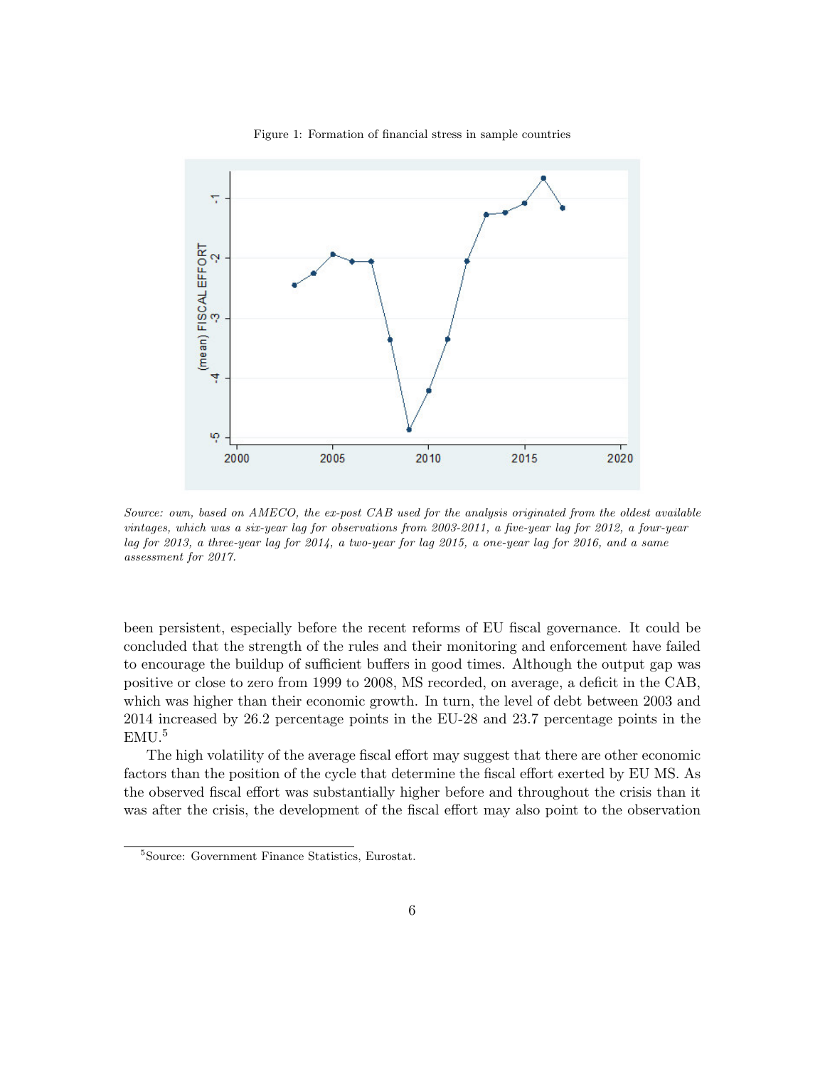Figure 1: Formation of financial stress in sample countries

*Source: own, based on AMECO, the ex-post CAB used for the analysis originated from the oldest available vintages, which was a six-year lag for observations from 2003-2011, a five-year lag for 2012, a four-year lag for 2013, a three-year lag for 2014, a two-year for lag 2015, a one-year lag for 2016, and a same assessment for 2017.*

been persistent, especially before the recent reforms of EU fiscal governance. It could be concluded that the strength of the rules and their monitoring and enforcement have failed to encourage the buildup of sufficient buffers in good times. Although the output gap was positive or close to zero from 1999 to 2008, MS recorded, on average, a deficit in the CAB, which was higher than their economic growth. In turn, the level of debt between 2003 and 2014 increased by 26.2 percentage points in the EU-28 and 23.7 percentage points in the EMU.[5]

The high volatility of the average fiscal effort may suggest that there are other economic factors than the position of the cycle that determine the fiscal effort exerted by EU MS. As the observed fiscal effort was substantially higher before and throughout the crisis than it was after the crisis, the development of the fiscal effort may also point to the observation

[5] Source: Government Finance Statistics, Eurostat.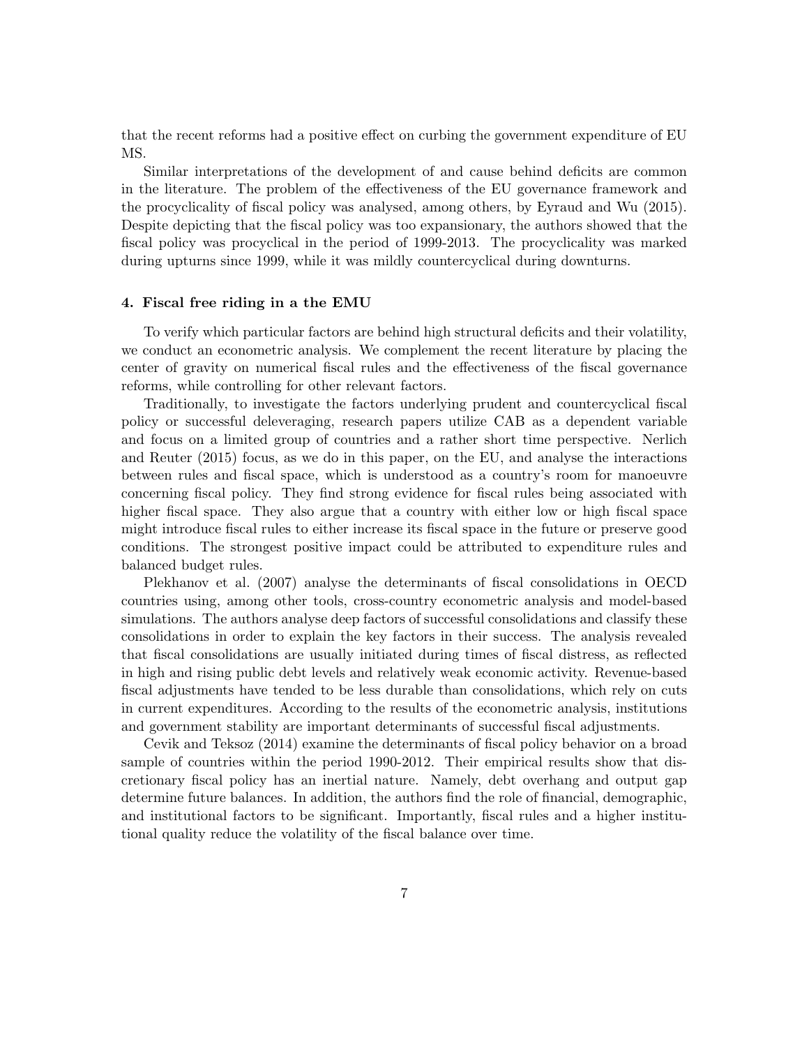that the recent reforms had a positive effect on curbing the government expenditure of EU MS.

Similar interpretations of the development of and cause behind deficits are common in the literature. The problem of the effectiveness of the EU governance framework and the procyclicality of fiscal policy was analysed, among others, by Eyraud and Wu (2015). Despite depicting that the fiscal policy was too expansionary, the authors showed that the fiscal policy was procyclical in the period of 1999-2013. The procyclicality was marked during upturns since 1999, while it was mildly countercyclical during downturns.

## 4. Fiscal free riding in a the EMU

To verify which particular factors are behind high structural deficits and their volatility, we conduct an econometric analysis. We complement the recent literature by placing the center of gravity on numerical fiscal rules and the effectiveness of the fiscal governance reforms, while controlling for other relevant factors.

Traditionally, to investigate the factors underlying prudent and countercyclical fiscal policy or successful deleveraging, research papers utilize CAB as a dependent variable and focus on a limited group of countries and a rather short time perspective. Nerlich and Reuter (2015) focus, as we do in this paper, on the EU, and analyse the interactions between rules and fiscal space, which is understood as a country's room for manoeuvre concerning fiscal policy. They find strong evidence for fiscal rules being associated with higher fiscal space. They also argue that a country with either low or high fiscal space might introduce fiscal rules to either increase its fiscal space in the future or preserve good conditions. The strongest positive impact could be attributed to expenditure rules and balanced budget rules.

Plekhanov et al. (2007) analyse the determinants of fiscal consolidations in OECD countries using, among other tools, cross-country econometric analysis and model-based simulations. The authors analyse deep factors of successful consolidations and classify these consolidations in order to explain the key factors in their success. The analysis revealed that fiscal consolidations are usually initiated during times of fiscal distress, as reflected in high and rising public debt levels and relatively weak economic activity. Revenue-based fiscal adjustments have tended to be less durable than consolidations, which rely on cuts in current expenditures. According to the results of the econometric analysis, institutions and government stability are important determinants of successful fiscal adjustments.

Cevik and Teksoz (2014) examine the determinants of fiscal policy behavior on a broad sample of countries within the period 1990-2012. Their empirical results show that discretionary fiscal policy has an inertial nature. Namely, debt overhang and output gap determine future balances. In addition, the authors find the role of financial, demographic, and institutional factors to be significant. Importantly, fiscal rules and a higher institutional quality reduce the volatility of the fiscal balance over time.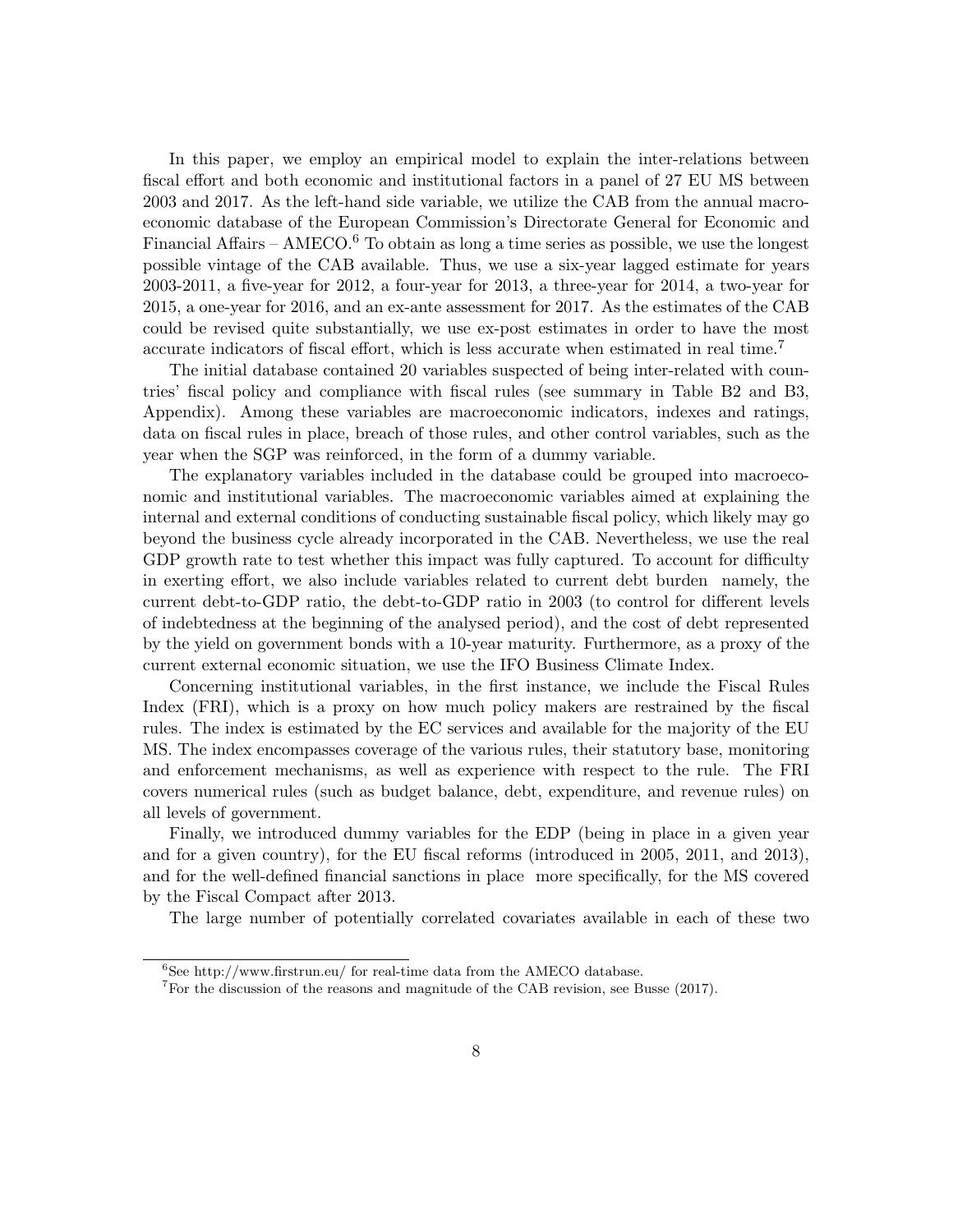In this paper, we employ an empirical model to explain the inter-relations between fiscal effort and both economic and institutional factors in a panel of 27 EU MS between 2003 and 2017. As the left-hand side variable, we utilize the CAB from the annual macroeconomic database of the European Commission's Directorate General for Economic and Financial Affairs – AMECO.[6] To obtain as long a time series as possible, we use the longest possible vintage of the CAB available. Thus, we use a six-year lagged estimate for years 2003-2011, a five-year for 2012, a four-year for 2013, a three-year for 2014, a two-year for 2015, a one-year for 2016, and an ex-ante assessment for 2017. As the estimates of the CAB could be revised quite substantially, we use ex-post estimates in order to have the most accurate indicators of fiscal effort, which is less accurate when estimated in real time.[7]

The initial database contained 20 variables suspected of being inter-related with countries' fiscal policy and compliance with fiscal rules (see summary in Table B2 and B3, Appendix). Among these variables are macroeconomic indicators, indexes and ratings, data on fiscal rules in place, breach of those rules, and other control variables, such as the year when the SGP was reinforced, in the form of a dummy variable.

The explanatory variables included in the database could be grouped into macroeconomic and institutional variables. The macroeconomic variables aimed at explaining the internal and external conditions of conducting sustainable fiscal policy, which likely may go beyond the business cycle already incorporated in the CAB. Nevertheless, we use the real GDP growth rate to test whether this impact was fully captured. To account for difficulty in exerting effort, we also include variables related to current debt burden namely, the current debt-to-GDP ratio, the debt-to-GDP ratio in 2003 (to control for different levels of indebtedness at the beginning of the analysed period), and the cost of debt represented by the yield on government bonds with a 10-year maturity. Furthermore, as a proxy of the current external economic situation, we use the IFO Business Climate Index.

Concerning institutional variables, in the first instance, we include the Fiscal Rules Index (FRI), which is a proxy on how much policy makers are restrained by the fiscal rules. The index is estimated by the EC services and available for the majority of the EU MS. The index encompasses coverage of the various rules, their statutory base, monitoring and enforcement mechanisms, as well as experience with respect to the rule. The FRI covers numerical rules (such as budget balance, debt, expenditure, and revenue rules) on all levels of government.

Finally, we introduced dummy variables for the EDP (being in place in a given year and for a given country), for the EU fiscal reforms (introduced in 2005, 2011, and 2013), and for the well-defined financial sanctions in place more specifically, for the MS covered by the Fiscal Compact after 2013.

The large number of potentially correlated covariates available in each of these two

[6] See http://www.firstrun.eu/ for real-time data from the AMECO database.

[7] For the discussion of the reasons and magnitude of the CAB revision, see Busse (2017).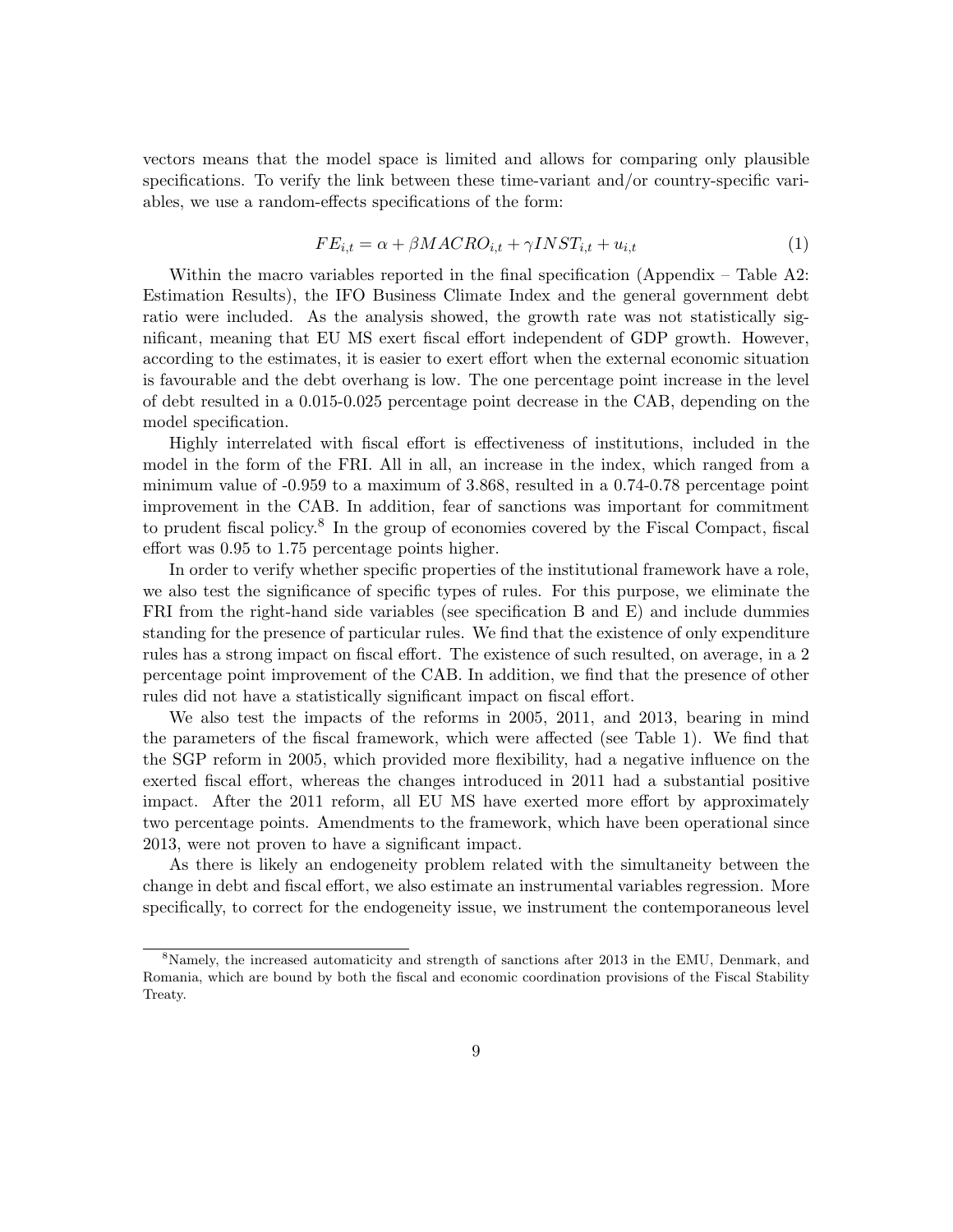vectors means that the model space is limited and allows for comparing only plausible specifications. To verify the link between these time-variant and/or country-specific variables, we use a random-effects specifications of the form:

$$FE_{i,t} = \alpha + \beta MACRO_{i,t} + \gamma INST_{i,t} + u_{i,t} \tag{1}$$

Within the macro variables reported in the final specification (Appendix – Table A2: Estimation Results), the IFO Business Climate Index and the general government debt ratio were included. As the analysis showed, the growth rate was not statistically significant, meaning that EU MS exert fiscal effort independent of GDP growth. However, according to the estimates, it is easier to exert effort when the external economic situation is favourable and the debt overhang is low. The one percentage point increase in the level of debt resulted in a 0.015-0.025 percentage point decrease in the CAB, depending on the model specification.

Highly interrelated with fiscal effort is effectiveness of institutions, included in the model in the form of the FRI. All in all, an increase in the index, which ranged from a minimum value of -0.959 to a maximum of 3.868, resulted in a 0.74-0.78 percentage point improvement in the CAB. In addition, fear of sanctions was important for commitment to prudent fiscal policy.[8] In the group of economies covered by the Fiscal Compact, fiscal effort was 0.95 to 1.75 percentage points higher.

In order to verify whether specific properties of the institutional framework have a role, we also test the significance of specific types of rules. For this purpose, we eliminate the FRI from the right-hand side variables (see specification B and E) and include dummies standing for the presence of particular rules. We find that the existence of only expenditure rules has a strong impact on fiscal effort. The existence of such resulted, on average, in a 2 percentage point improvement of the CAB. In addition, we find that the presence of other rules did not have a statistically significant impact on fiscal effort.

We also test the impacts of the reforms in 2005, 2011, and 2013, bearing in mind the parameters of the fiscal framework, which were affected (see Table 1). We find that the SGP reform in 2005, which provided more flexibility, had a negative influence on the exerted fiscal effort, whereas the changes introduced in 2011 had a substantial positive impact. After the 2011 reform, all EU MS have exerted more effort by approximately two percentage points. Amendments to the framework, which have been operational since 2013, were not proven to have a significant impact.

As there is likely an endogeneity problem related with the simultaneity between the change in debt and fiscal effort, we also estimate an instrumental variables regression. More specifically, to correct for the endogeneity issue, we instrument the contemporaneous level

[8] Namely, the increased automaticity and strength of sanctions after 2013 in the EMU, Denmark, and Romania, which are bound by both the fiscal and economic coordination provisions of the Fiscal Stability Treaty.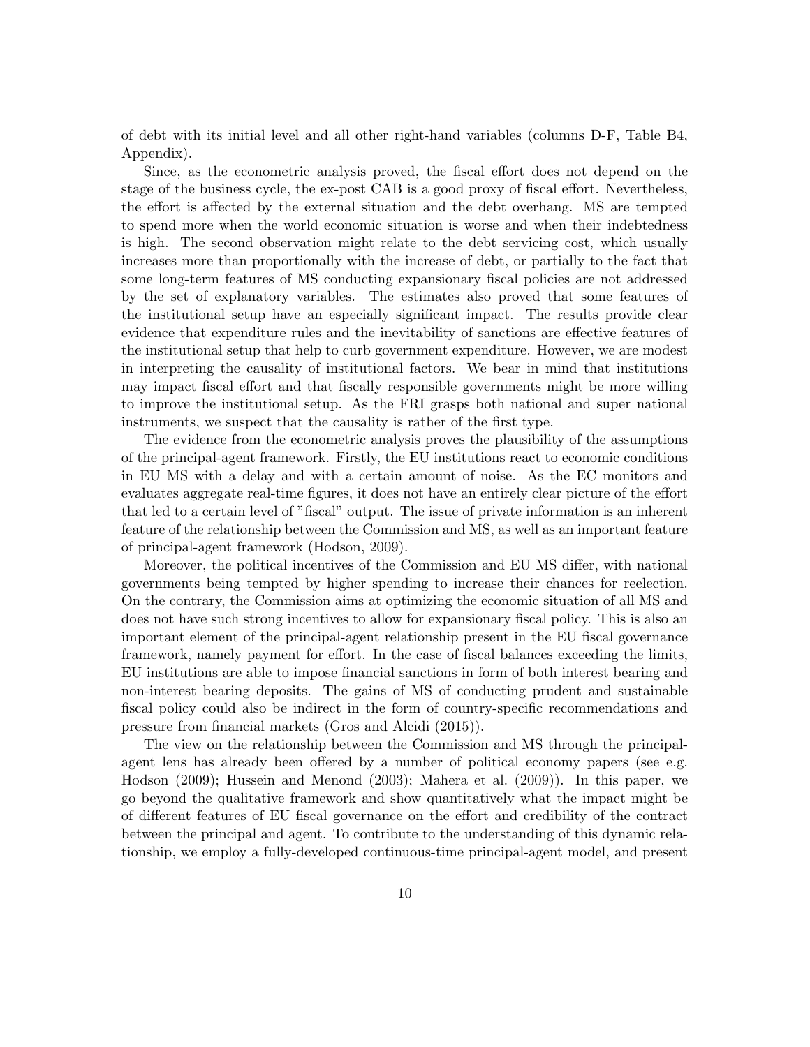of debt with its initial level and all other right-hand variables (columns D-F, Table B4, Appendix).

Since, as the econometric analysis proved, the fiscal effort does not depend on the stage of the business cycle, the ex-post CAB is a good proxy of fiscal effort. Nevertheless, the effort is affected by the external situation and the debt overhang. MS are tempted to spend more when the world economic situation is worse and when their indebtedness is high. The second observation might relate to the debt servicing cost, which usually increases more than proportionally with the increase of debt, or partially to the fact that some long-term features of MS conducting expansionary fiscal policies are not addressed by the set of explanatory variables. The estimates also proved that some features of the institutional setup have an especially significant impact. The results provide clear evidence that expenditure rules and the inevitability of sanctions are effective features of the institutional setup that help to curb government expenditure. However, we are modest in interpreting the causality of institutional factors. We bear in mind that institutions may impact fiscal effort and that fiscally responsible governments might be more willing to improve the institutional setup. As the FRI grasps both national and super national instruments, we suspect that the causality is rather of the first type.

The evidence from the econometric analysis proves the plausibility of the assumptions of the principal-agent framework. Firstly, the EU institutions react to economic conditions in EU MS with a delay and with a certain amount of noise. As the EC monitors and evaluates aggregate real-time figures, it does not have an entirely clear picture of the effort that led to a certain level of "fiscal" output. The issue of private information is an inherent feature of the relationship between the Commission and MS, as well as an important feature of principal-agent framework (Hodson, 2009).

Moreover, the political incentives of the Commission and EU MS differ, with national governments being tempted by higher spending to increase their chances for reelection. On the contrary, the Commission aims at optimizing the economic situation of all MS and does not have such strong incentives to allow for expansionary fiscal policy. This is also an important element of the principal-agent relationship present in the EU fiscal governance framework, namely payment for effort. In the case of fiscal balances exceeding the limits, EU institutions are able to impose financial sanctions in form of both interest bearing and non-interest bearing deposits. The gains of MS of conducting prudent and sustainable fiscal policy could also be indirect in the form of country-specific recommendations and pressure from financial markets (Gros and Alcidi (2015)).

The view on the relationship between the Commission and MS through the principal-agent lens has already been offered by a number of political economy papers (see e.g. Hodson (2009); Hussein and Menond (2003); Mahera et al. (2009)). In this paper, we go beyond the qualitative framework and show quantitatively what the impact might be of different features of EU fiscal governance on the effort and credibility of the contract between the principal and agent. To contribute to the understanding of this dynamic relationship, we employ a fully-developed continuous-time principal-agent model, and present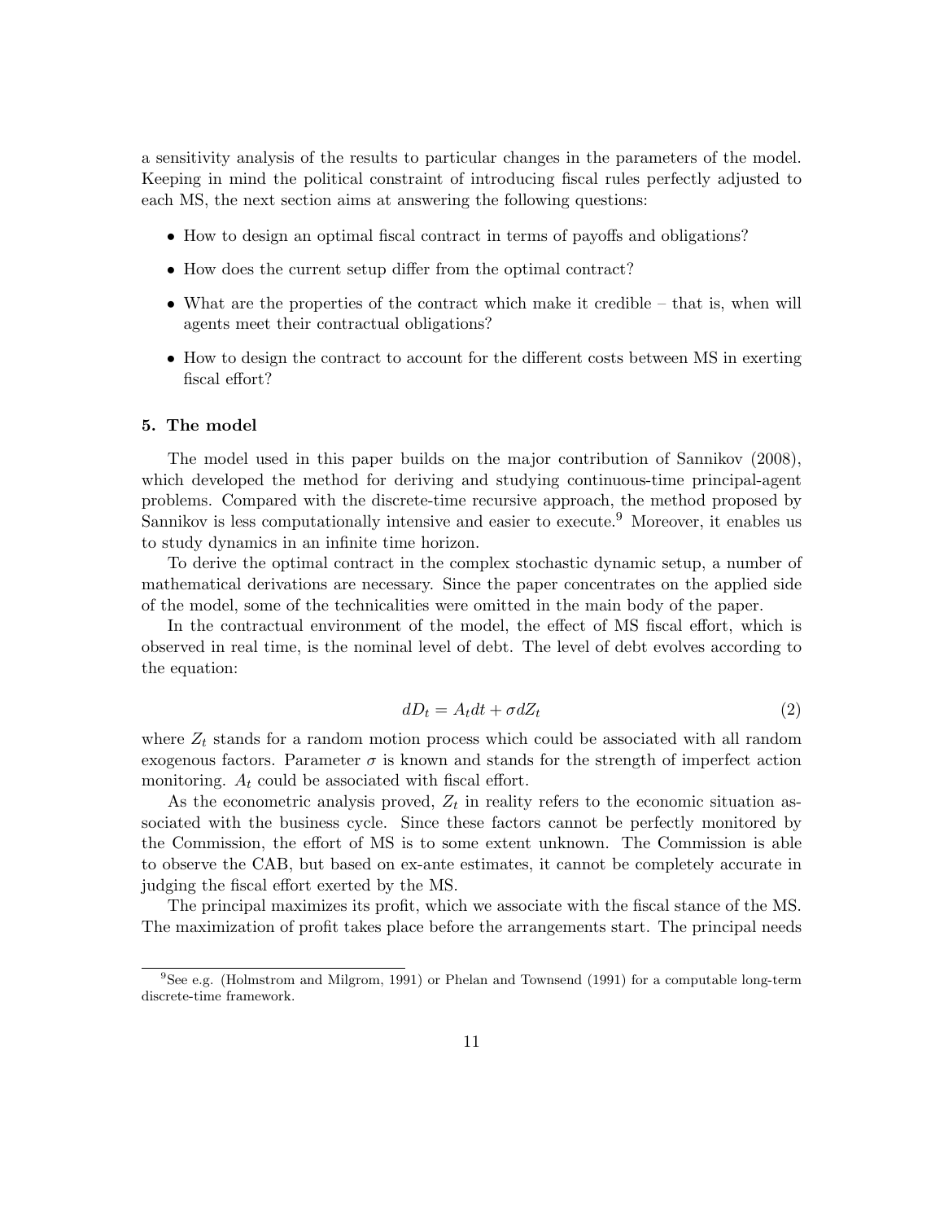a sensitivity analysis of the results to particular changes in the parameters of the model. Keeping in mind the political constraint of introducing fiscal rules perfectly adjusted to each MS, the next section aims at answering the following questions:

- How to design an optimal fiscal contract in terms of payoffs and obligations?
- How does the current setup differ from the optimal contract?
- What are the properties of the contract which make it credible – that is, when will agents meet their contractual obligations?
- How to design the contract to account for the different costs between MS in exerting fiscal effort?

### 5. The model

The model used in this paper builds on the major contribution of Sannikov (2008), which developed the method for deriving and studying continuous-time principal-agent problems. Compared with the discrete-time recursive approach, the method proposed by Sannikov is less computationally intensive and easier to execute.[9] Moreover, it enables us to study dynamics in an infinite time horizon.

To derive the optimal contract in the complex stochastic dynamic setup, a number of mathematical derivations are necessary. Since the paper concentrates on the applied side of the model, some of the technicalities were omitted in the main body of the paper.

In the contractual environment of the model, the effect of MS fiscal effort, which is observed in real time, is the nominal level of debt. The level of debt evolves according to the equation:

$$dD_t = A_t dt + \sigma dZ_t \tag{2}$$

where $Z_t$ stands for a random motion process which could be associated with all random exogenous factors. Parameter $\sigma$ is known and stands for the strength of imperfect action monitoring. $A_t$ could be associated with fiscal effort.

As the econometric analysis proved, $Z_t$ in reality refers to the economic situation associated with the business cycle. Since these factors cannot be perfectly monitored by the Commission, the effort of MS is to some extent unknown. The Commission is able to observe the CAB, but based on ex-ante estimates, it cannot be completely accurate in judging the fiscal effort exerted by the MS.

The principal maximizes its profit, which we associate with the fiscal stance of the MS. The maximization of profit takes place before the arrangements start. The principal needs

[9] See e.g. (Holmstrom and Milgrom, 1991) or Phelan and Townsend (1991) for a computable long-term discrete-time framework.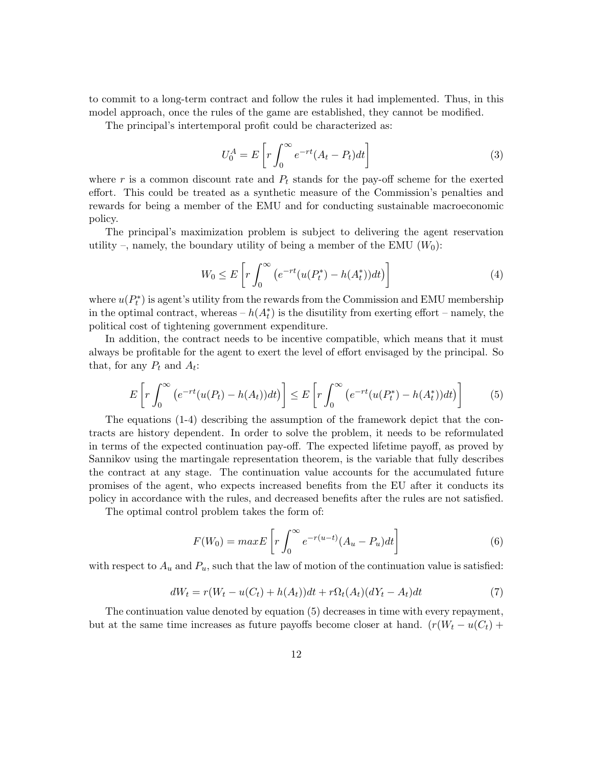to commit to a long-term contract and follow the rules it had implemented. Thus, in this model approach, once the rules of the game are established, they cannot be modified.

The principal's intertemporal profit could be characterized as:

$$U_0^A = E\left[r\int_0^{\infty} e^{-rt}(A_t - P_t)dt\right] \tag{3}$$

where $r$ is a common discount rate and $P_t$ stands for the pay-off scheme for the exerted effort. This could be treated as a synthetic measure of the Commission's penalties and rewards for being a member of the EMU and for conducting sustainable macroeconomic policy.

The principal's maximization problem is subject to delivering the agent reservation utility –, namely, the boundary utility of being a member of the EMU ($W_0$):

$$W_0 \leq E\left[r\int_0^{\infty} \left(e^{-rt}(u(P_t^*) - h(A_t^*))dt\right)\right] \tag{4}$$

where $u(P_t^*)$ is agent's utility from the rewards from the Commission and EMU membership in the optimal contract, whereas – $h(A_t^*)$ is the disutility from exerting effort – namely, the political cost of tightening government expenditure.

In addition, the contract needs to be incentive compatible, which means that it must always be profitable for the agent to exert the level of effort envisaged by the principal. So that, for any $P_t$ and $A_t$:

$$E\left[r\int_0^{\infty} \left(e^{-rt}(u(P_t) - h(A_t))dt\right)\right] \leq E\left[r\int_0^{\infty} \left(e^{-rt}(u(P_t^*) - h(A_t^*))dt\right)\right] \tag{5}$$

The equations (1-4) describing the assumption of the framework depict that the contracts are history dependent. In order to solve the problem, it needs to be reformulated in terms of the expected continuation pay-off. The expected lifetime payoff, as proved by Sannikov using the martingale representation theorem, is the variable that fully describes the contract at any stage. The continuation value accounts for the accumulated future promises of the agent, who expects increased benefits from the EU after it conducts its policy in accordance with the rules, and decreased benefits after the rules are not satisfied.

The optimal control problem takes the form of:

$$F(W_0) = maxE\left[r\int_0^{\infty} e^{-r(u-t)}(A_u - P_u)dt\right] \tag{6}$$

with respect to $A_u$ and $P_u$, such that the law of motion of the continuation value is satisfied:

$$dW_t = r(W_t - u(C_t) + h(A_t))dt + r\Omega_t(A_t)(dY_t - A_t)dt \tag{7}$$

The continuation value denoted by equation (5) decreases in time with every repayment, but at the same time increases as future payoffs become closer at hand. $(r(W_t - u(C_t) +$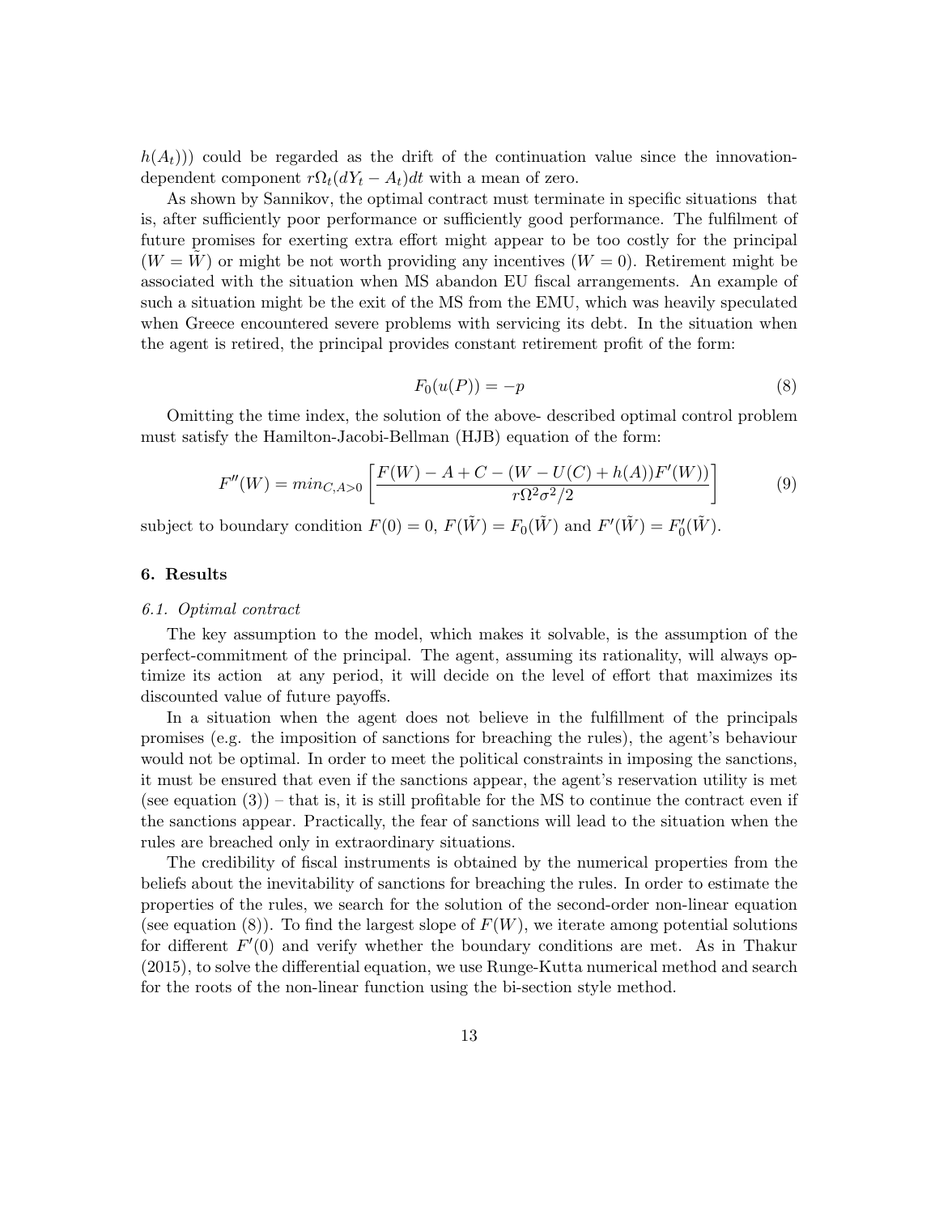$h(A_t)$)) could be regarded as the drift of the continuation value since the innovation-dependent component $r\Omega_t(dY_t - A_t)dt$ with a mean of zero.

As shown by Sannikov, the optimal contract must terminate in specific situations that is, after sufficiently poor performance or sufficiently good performance. The fulfilment of future promises for exerting extra effort might appear to be too costly for the principal ($W = \tilde{W}$) or might be not worth providing any incentives ($W = 0$). Retirement might be associated with the situation when MS abandon EU fiscal arrangements. An example of such a situation might be the exit of the MS from the EMU, which was heavily speculated when Greece encountered severe problems with servicing its debt. In the situation when the agent is retired, the principal provides constant retirement profit of the form:

$$F_0(u(P)) = -p \tag{8}$$

Omitting the time index, the solution of the above- described optimal control problem must satisfy the Hamilton-Jacobi-Bellman (HJB) equation of the form:

$$F''(W) = min_{C,A>0}\left[\frac{F(W) - A + C - (W - U(C) + h(A))F'(W))}{r\Omega^2\sigma^2/2}\right] \tag{9}$$

subject to boundary condition $F(0) = 0$, $F(\tilde{W}) = F_0(\tilde{W})$ and $F'(\tilde{W}) = F_0'(\tilde{W})$.

## 6. Results

### *6.1. Optimal contract*

The key assumption to the model, which makes it solvable, is the assumption of the perfect-commitment of the principal. The agent, assuming its rationality, will always optimize its action at any period, it will decide on the level of effort that maximizes its discounted value of future payoffs.

In a situation when the agent does not believe in the fulfillment of the principals promises (e.g. the imposition of sanctions for breaching the rules), the agent's behaviour would not be optimal. In order to meet the political constraints in imposing the sanctions, it must be ensured that even if the sanctions appear, the agent's reservation utility is met (see equation (3)) – that is, it is still profitable for the MS to continue the contract even if the sanctions appear. Practically, the fear of sanctions will lead to the situation when the rules are breached only in extraordinary situations.

The credibility of fiscal instruments is obtained by the numerical properties from the beliefs about the inevitability of sanctions for breaching the rules. In order to estimate the properties of the rules, we search for the solution of the second-order non-linear equation (see equation (8)). To find the largest slope of $F(W)$, we iterate among potential solutions for different $F'(0)$ and verify whether the boundary conditions are met. As in Thakur (2015), to solve the differential equation, we use Runge-Kutta numerical method and search for the roots of the non-linear function using the bi-section style method.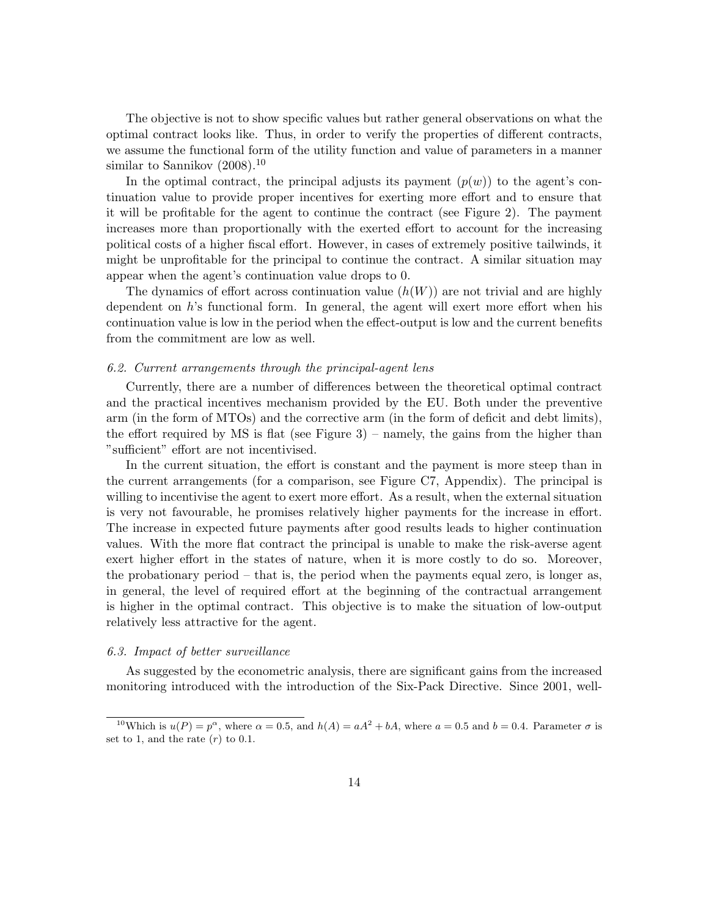The objective is not to show specific values but rather general observations on what the optimal contract looks like. Thus, in order to verify the properties of different contracts, we assume the functional form of the utility function and value of parameters in a manner similar to Sannikov (2008).[10]

In the optimal contract, the principal adjusts its payment ($p(w)$) to the agent's continuation value to provide proper incentives for exerting more effort and to ensure that it will be profitable for the agent to continue the contract (see Figure 2). The payment increases more than proportionally with the exerted effort to account for the increasing political costs of a higher fiscal effort. However, in cases of extremely positive tailwinds, it might be unprofitable for the principal to continue the contract. A similar situation may appear when the agent's continuation value drops to 0.

The dynamics of effort across continuation value ($h(W)$) are not trivial and are highly dependent on $h$'s functional form. In general, the agent will exert more effort when his continuation value is low in the period when the effect-output is low and the current benefits from the commitment are low as well.

### *6.2. Current arrangements through the principal-agent lens*

Currently, there are a number of differences between the theoretical optimal contract and the practical incentives mechanism provided by the EU. Both under the preventive arm (in the form of MTOs) and the corrective arm (in the form of deficit and debt limits), the effort required by MS is flat (see Figure 3) – namely, the gains from the higher than "sufficient" effort are not incentivised.

In the current situation, the effort is constant and the payment is more steep than in the current arrangements (for a comparison, see Figure C7, Appendix). The principal is willing to incentivise the agent to exert more effort. As a result, when the external situation is very not favourable, he promises relatively higher payments for the increase in effort. The increase in expected future payments after good results leads to higher continuation values. With the more flat contract the principal is unable to make the risk-averse agent exert higher effort in the states of nature, when it is more costly to do so. Moreover, the probationary period – that is, the period when the payments equal zero, is longer as, in general, the level of required effort at the beginning of the contractual arrangement is higher in the optimal contract. This objective is to make the situation of low-output relatively less attractive for the agent.

### *6.3. Impact of better surveillance*

As suggested by the econometric analysis, there are significant gains from the increased monitoring introduced with the introduction of the Six-Pack Directive. Since 2001, well-

---

[10] Which is $u(P) = p^{\alpha}$, where $\alpha = 0.5$, and $h(A) = aA^2 + bA$, where $a = 0.5$ and $b = 0.4$. Parameter $\sigma$ is set to 1, and the rate ($r$) to 0.1.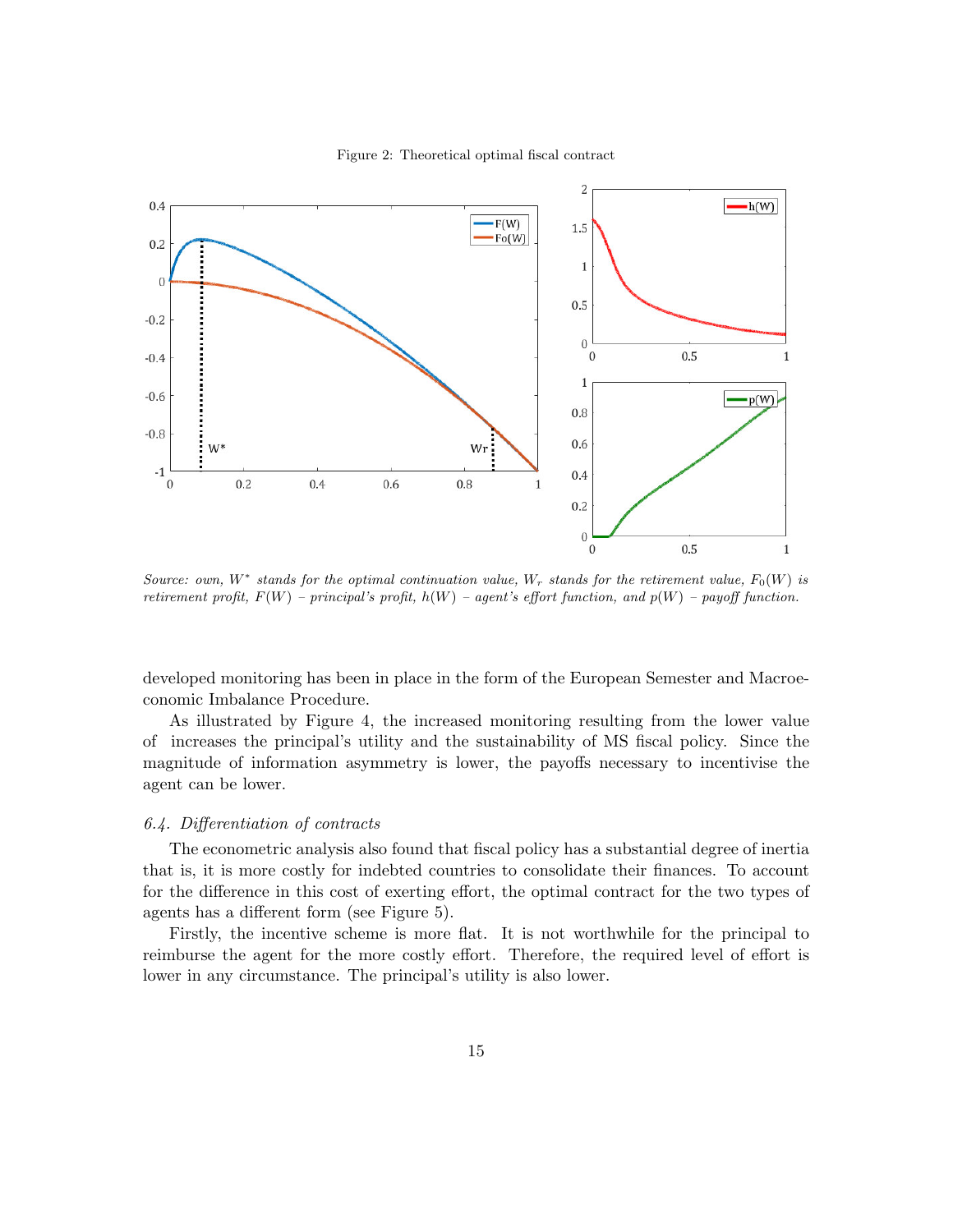Figure 2: Theoretical optimal fiscal contract

*Source: own, $W^*$ stands for the optimal continuation value, $W_r$ stands for the retirement value, $F_0(W)$ is retirement profit, $F(W)$ – principal's profit, $h(W)$ – agent's effort function, and $p(W)$ – payoff function.*

developed monitoring has been in place in the form of the European Semester and Macroeconomic Imbalance Procedure.

As illustrated by Figure 4, the increased monitoring resulting from the lower value of increases the principal's utility and the sustainability of MS fiscal policy. Since the magnitude of information asymmetry is lower, the payoffs necessary to incentivise the agent can be lower.

### *6.4. Differentiation of contracts*

The econometric analysis also found that fiscal policy has a substantial degree of inertia that is, it is more costly for indebted countries to consolidate their finances. To account for the difference in this cost of exerting effort, the optimal contract for the two types of agents has a different form (see Figure 5).

Firstly, the incentive scheme is more flat. It is not worthwhile for the principal to reimburse the agent for the more costly effort. Therefore, the required level of effort is lower in any circumstance. The principal's utility is also lower.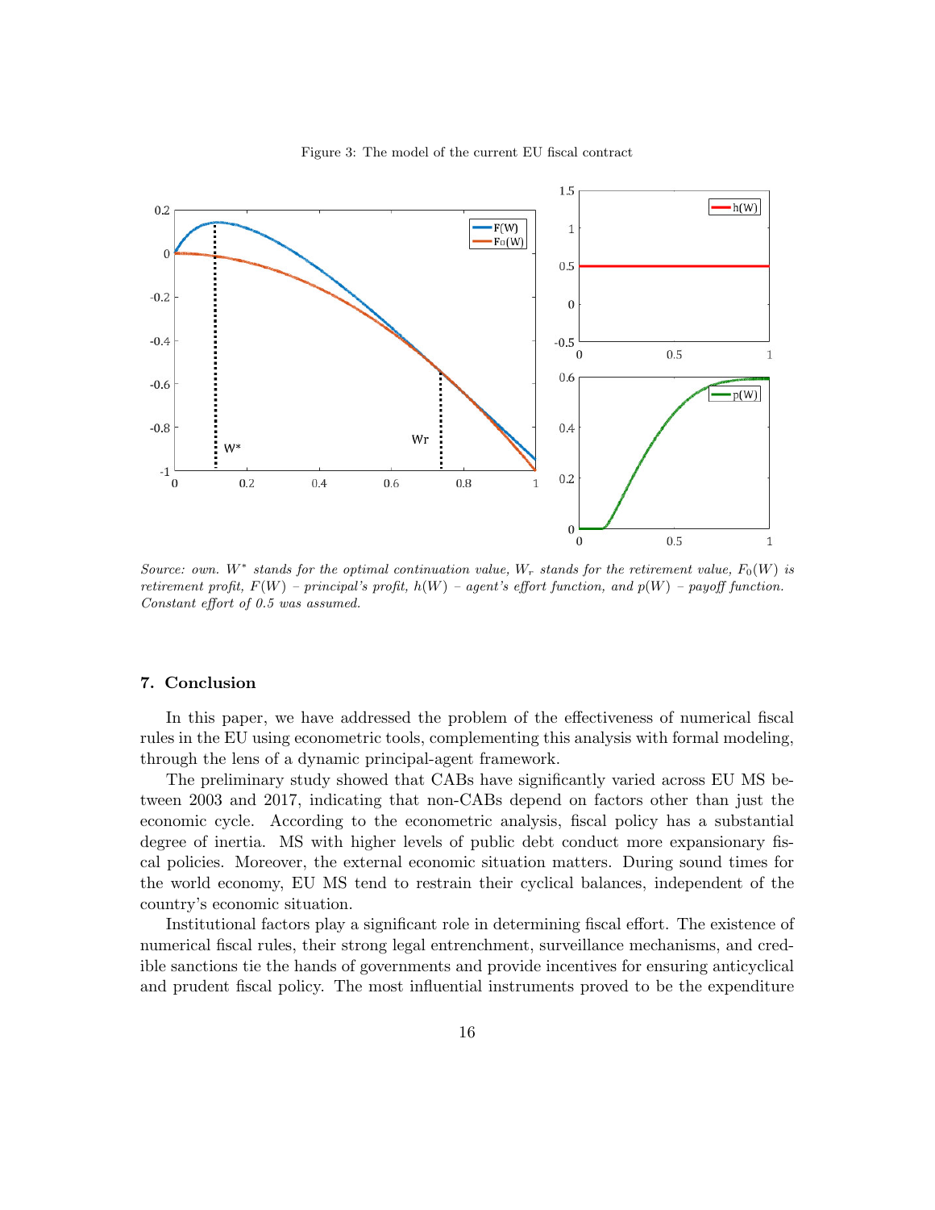Figure 3: The model of the current EU fiscal contract

*Source: own. $W^*$ stands for the optimal continuation value, $W_r$ stands for the retirement value, $F_0(W)$ is retirement profit, $F(W)$ – principal's profit, $h(W)$ – agent's effort function, and $p(W)$ – payoff function. Constant effort of 0.5 was assumed.*

## 7. Conclusion

In this paper, we have addressed the problem of the effectiveness of numerical fiscal rules in the EU using econometric tools, complementing this analysis with formal modeling, through the lens of a dynamic principal-agent framework.

The preliminary study showed that CABs have significantly varied across EU MS between 2003 and 2017, indicating that non-CABs depend on factors other than just the economic cycle. According to the econometric analysis, fiscal policy has a substantial degree of inertia. MS with higher levels of public debt conduct more expansionary fiscal policies. Moreover, the external economic situation matters. During sound times for the world economy, EU MS tend to restrain their cyclical balances, independent of the country's economic situation.

Institutional factors play a significant role in determining fiscal effort. The existence of numerical fiscal rules, their strong legal entrenchment, surveillance mechanisms, and credible sanctions tie the hands of governments and provide incentives for ensuring anticyclical and prudent fiscal policy. The most influential instruments proved to be the expenditure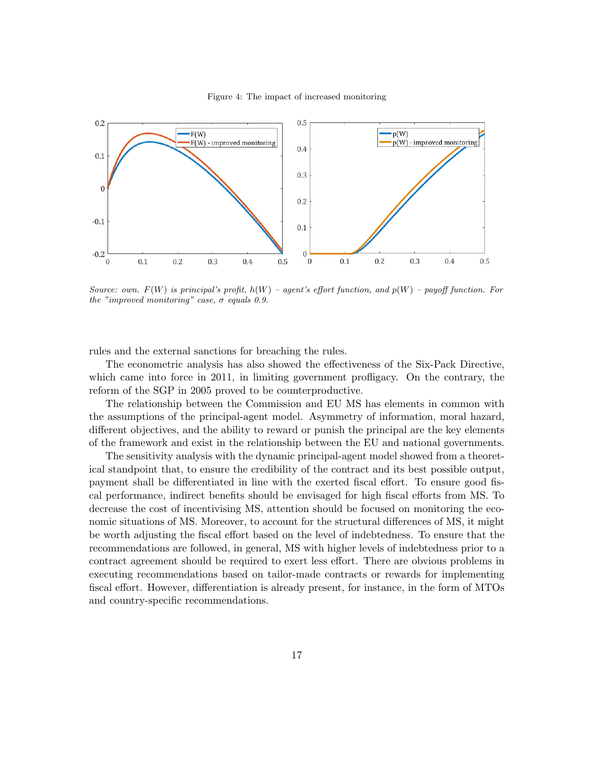Figure 4: The impact of increased monitoring

*Source: own. $F(W)$ is principal's profit, $h(W)$ – agent's effort function, and $p(W)$ – payoff function. For the "improved monitoring" case, $\sigma$ equals 0.9.*

rules and the external sanctions for breaching the rules.

The econometric analysis has also showed the effectiveness of the Six-Pack Directive, which came into force in 2011, in limiting government profligacy. On the contrary, the reform of the SGP in 2005 proved to be counterproductive.

The relationship between the Commission and EU MS has elements in common with the assumptions of the principal-agent model. Asymmetry of information, moral hazard, different objectives, and the ability to reward or punish the principal are the key elements of the framework and exist in the relationship between the EU and national governments.

The sensitivity analysis with the dynamic principal-agent model showed from a theoretical standpoint that, to ensure the credibility of the contract and its best possible output, payment shall be differentiated in line with the exerted fiscal effort. To ensure good fiscal performance, indirect benefits should be envisaged for high fiscal efforts from MS. To decrease the cost of incentivising MS, attention should be focused on monitoring the economic situations of MS. Moreover, to account for the structural differences of MS, it might be worth adjusting the fiscal effort based on the level of indebtedness. To ensure that the recommendations are followed, in general, MS with higher levels of indebtedness prior to a contract agreement should be required to exert less effort. There are obvious problems in executing recommendations based on tailor-made contracts or rewards for implementing fiscal effort. However, differentiation is already present, for instance, in the form of MTOs and country-specific recommendations.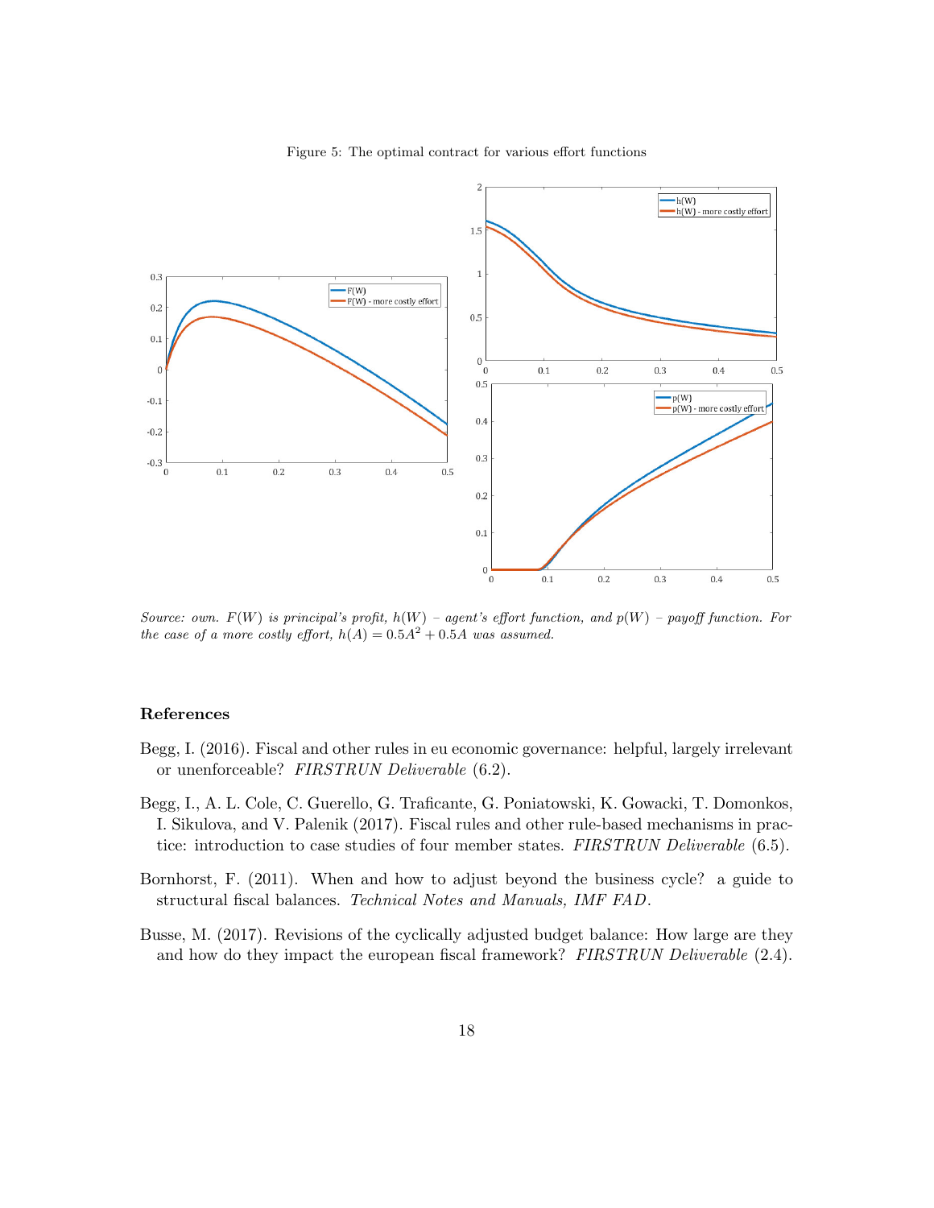Figure 5: The optimal contract for various effort functions

*Source: own. $F(W)$ is principal's profit, $h(W)$ – agent's effort function, and $p(W)$ – payoff function. For the case of a more costly effort, $h(A) = 0.5A^2 + 0.5A$ was assumed.*

## References

Begg, I. (2016). Fiscal and other rules in eu economic governance: helpful, largely irrelevant or unenforceable? *FIRSTRUN Deliverable* (6.2).

Begg, I., A. L. Cole, C. Guerello, G. Traficante, G. Poniatowski, K. Gowacki, T. Domonkos, I. Sikulova, and V. Palenik (2017). Fiscal rules and other rule-based mechanisms in practice: introduction to case studies of four member states. *FIRSTRUN Deliverable* (6.5).

Bornhorst, F. (2011). When and how to adjust beyond the business cycle? a guide to structural fiscal balances. *Technical Notes and Manuals, IMF FAD*.

Busse, M. (2017). Revisions of the cyclically adjusted budget balance: How large are they and how do they impact the european fiscal framework? *FIRSTRUN Deliverable* (2.4).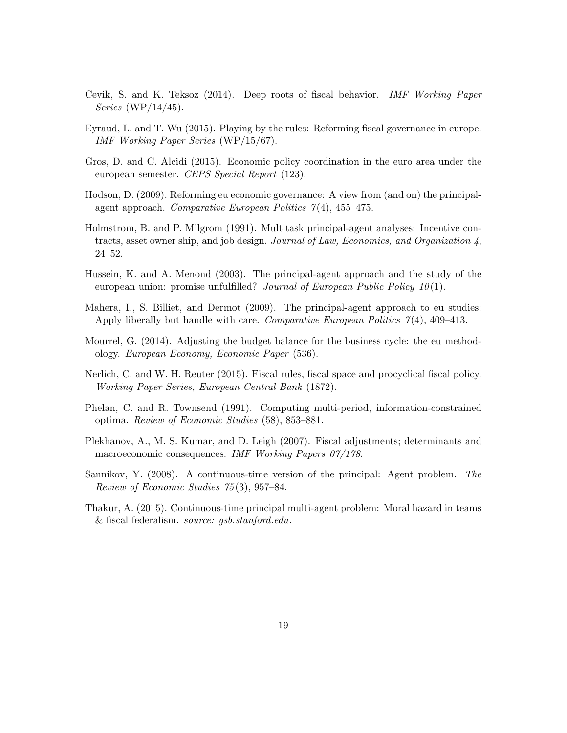Cevik, S. and K. Teksoz (2014). Deep roots of fiscal behavior. *IMF Working Paper Series* (WP/14/45).

Eyraud, L. and T. Wu (2015). Playing by the rules: Reforming fiscal governance in europe. *IMF Working Paper Series* (WP/15/67).

Gros, D. and C. Alcidi (2015). Economic policy coordination in the euro area under the european semester. *CEPS Special Report* (123).

Hodson, D. (2009). Reforming eu economic governance: A view from (and on) the principal-agent approach. *Comparative European Politics 7*(4), 455–475.

Holmstrom, B. and P. Milgrom (1991). Multitask principal-agent analyses: Incentive contracts, asset owner ship, and job design. *Journal of Law, Economics, and Organization 4*, 24–52.

Hussein, K. and A. Menond (2003). The principal-agent approach and the study of the european union: promise unfulfilled? *Journal of European Public Policy 10*(1).

Mahera, I., S. Billiet, and Dermot (2009). The principal-agent approach to eu studies: Apply liberally but handle with care. *Comparative European Politics 7*(4), 409–413.

Mourrel, G. (2014). Adjusting the budget balance for the business cycle: the eu methodology. *European Economy, Economic Paper* (536).

Nerlich, C. and W. H. Reuter (2015). Fiscal rules, fiscal space and procyclical fiscal policy. *Working Paper Series, European Central Bank* (1872).

Phelan, C. and R. Townsend (1991). Computing multi-period, information-constrained optima. *Review of Economic Studies* (58), 853–881.

Plekhanov, A., M. S. Kumar, and D. Leigh (2007). Fiscal adjustments; determinants and macroeconomic consequences. *IMF Working Papers 07/178*.

Sannikov, Y. (2008). A continuous-time version of the principal: Agent problem. *The Review of Economic Studies 75*(3), 957–84.

Thakur, A. (2015). Continuous-time principal multi-agent problem: Moral hazard in teams & fiscal federalism. *source: gsb.stanford.edu*.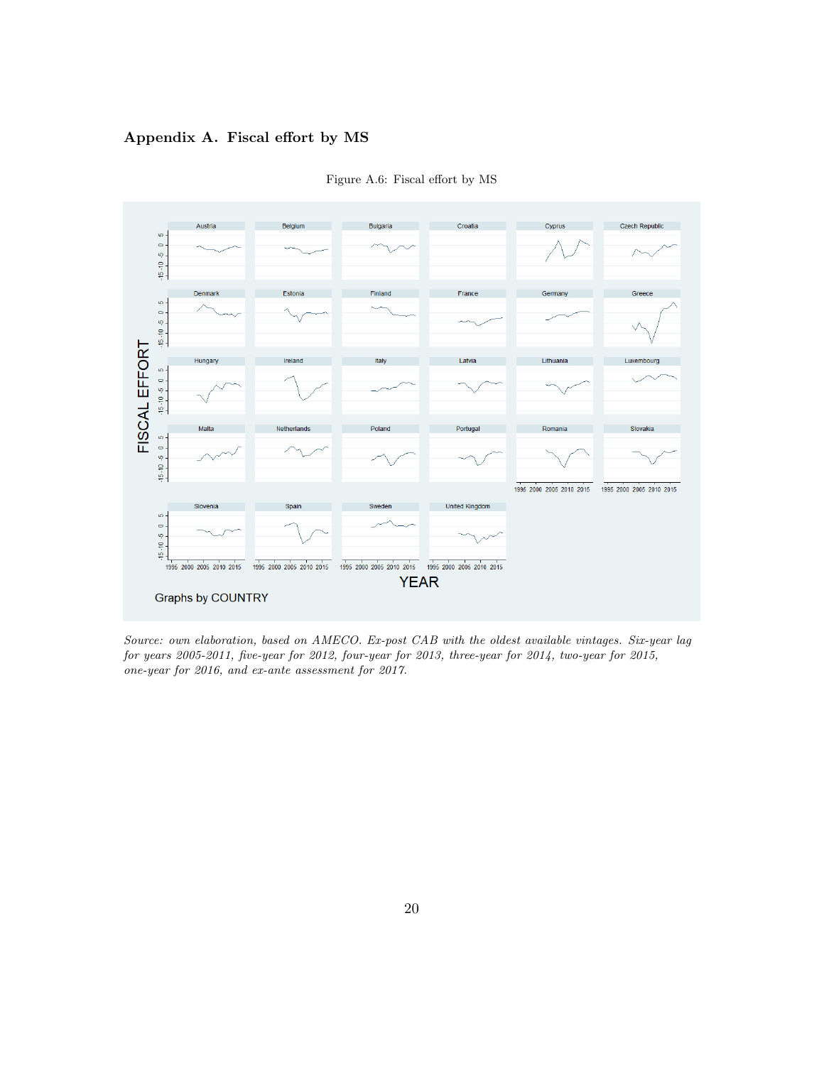## Appendix A. Fiscal effort by MS

Figure A.6: Fiscal effort by MS

*Source: own elaboration, based on AMECO. Ex-post CAB with the oldest available vintages. Six-year lag for years 2005-2011, five-year for 2012, four-year for 2013, three-year for 2014, two-year for 2015, one-year for 2016, and ex-ante assessment for 2017.*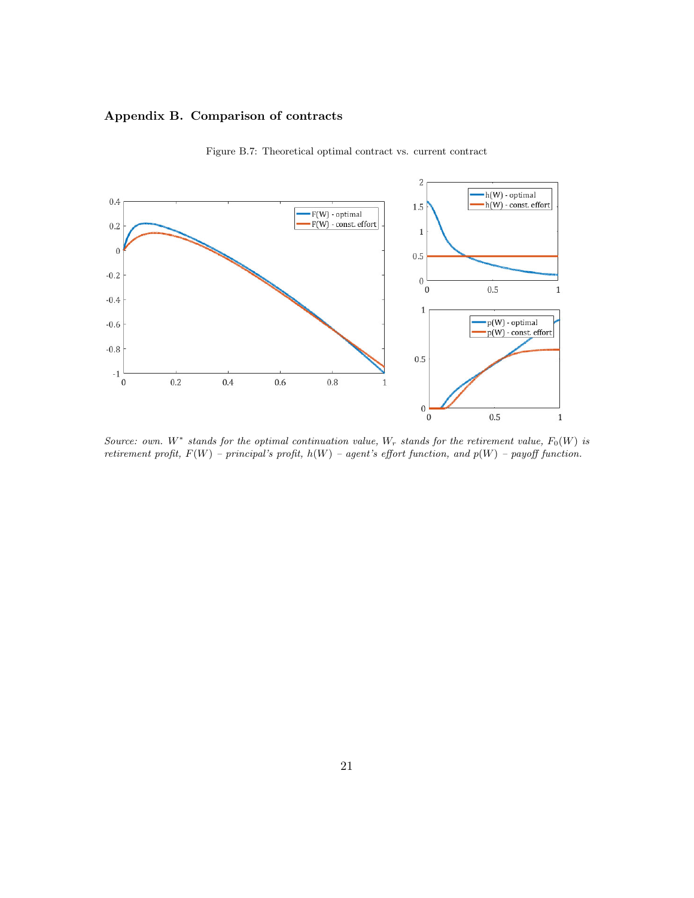## Appendix B. Comparison of contracts

Figure B.7: Theoretical optimal contract vs. current contract

*Source: own.* $W^*$ *stands for the optimal continuation value,* $W_r$ *stands for the retirement value,* $F_0(W)$ *is retirement profit,* $F(W)$ *– principal's profit,* $h(W)$ *– agent's effort function, and* $p(W)$ *– payoff function.*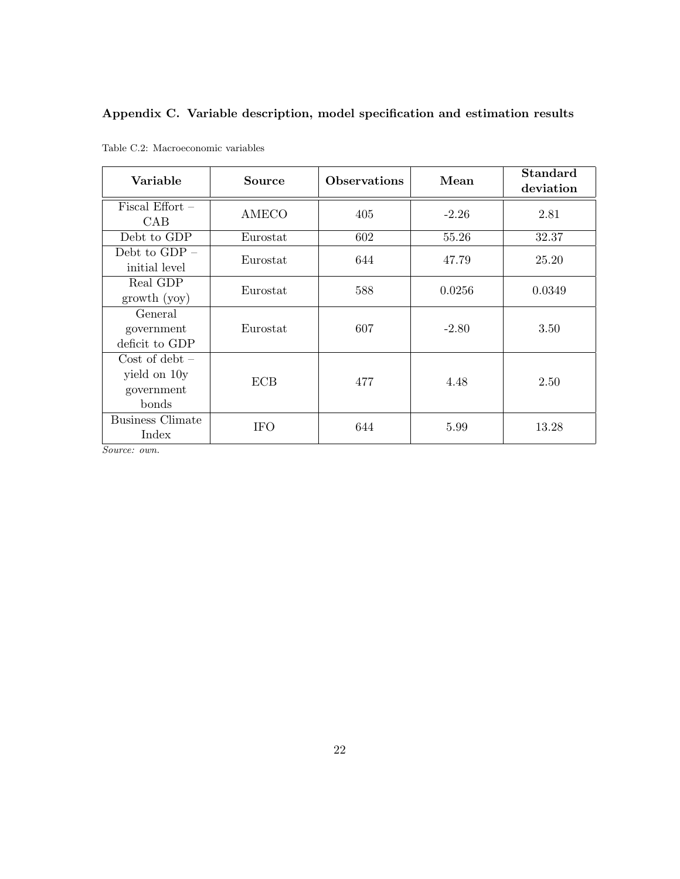## Appendix C. Variable description, model specification and estimation results

Table C.2: Macroeconomic variables

| Variable | Source | Observations | Mean | Standard deviation |
|---|---|---|---|---|
| Fiscal Effort – CAB | AMECO | 405 | -2.26 | 2.81 |
| Debt to GDP | Eurostat | 602 | 55.26 | 32.37 |
| Debt to GDP – initial level | Eurostat | 644 | 47.79 | 25.20 |
| Real GDP growth (yoy) | Eurostat | 588 | 0.0256 | 0.0349 |
| General government deficit to GDP | Eurostat | 607 | -2.80 | 3.50 |
| Cost of debt – yield on 10y government bonds | ECB | 477 | 4.48 | 2.50 |
| Business Climate Index | IFO | 644 | 5.99 | 13.28 |

*Source: own.*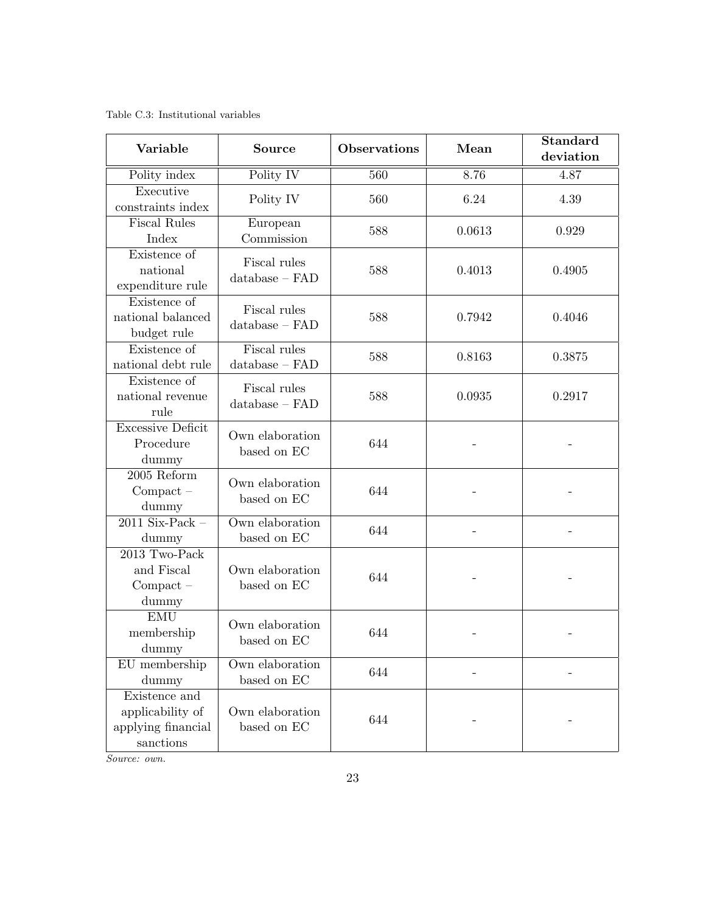Table C.3: Institutional variables

| Variable | Source | Observations | Mean | Standard deviation |
|---|---|---|---|---|
| Polity index | Polity IV | 560 | 8.76 | 4.87 |
| Executive constraints index | Polity IV | 560 | 6.24 | 4.39 |
| Fiscal Rules Index | European Commission | 588 | 0.0613 | 0.929 |
| Existence of national expenditure rule | Fiscal rules database – FAD | 588 | 0.4013 | 0.4905 |
| Existence of national balanced budget rule | Fiscal rules database – FAD | 588 | 0.7942 | 0.4046 |
| Existence of national debt rule | Fiscal rules database – FAD | 588 | 0.8163 | 0.3875 |
| Existence of national revenue rule | Fiscal rules database – FAD | 588 | 0.0935 | 0.2917 |
| Excessive Deficit Procedure dummy | Own elaboration based on EC | 644 | - | - |
| 2005 Reform Compact – dummy | Own elaboration based on EC | 644 | - | - |
| 2011 Six-Pack – dummy | Own elaboration based on EC | 644 | - | - |
| 2013 Two-Pack and Fiscal Compact – dummy | Own elaboration based on EC | 644 | - | - |
| EMU membership dummy | Own elaboration based on EC | 644 | - | - |
| EU membership dummy | Own elaboration based on EC | 644 | - | - |
| Existence and applicability of applying financial sanctions | Own elaboration based on EC | 644 | - | - |

*Source: own.*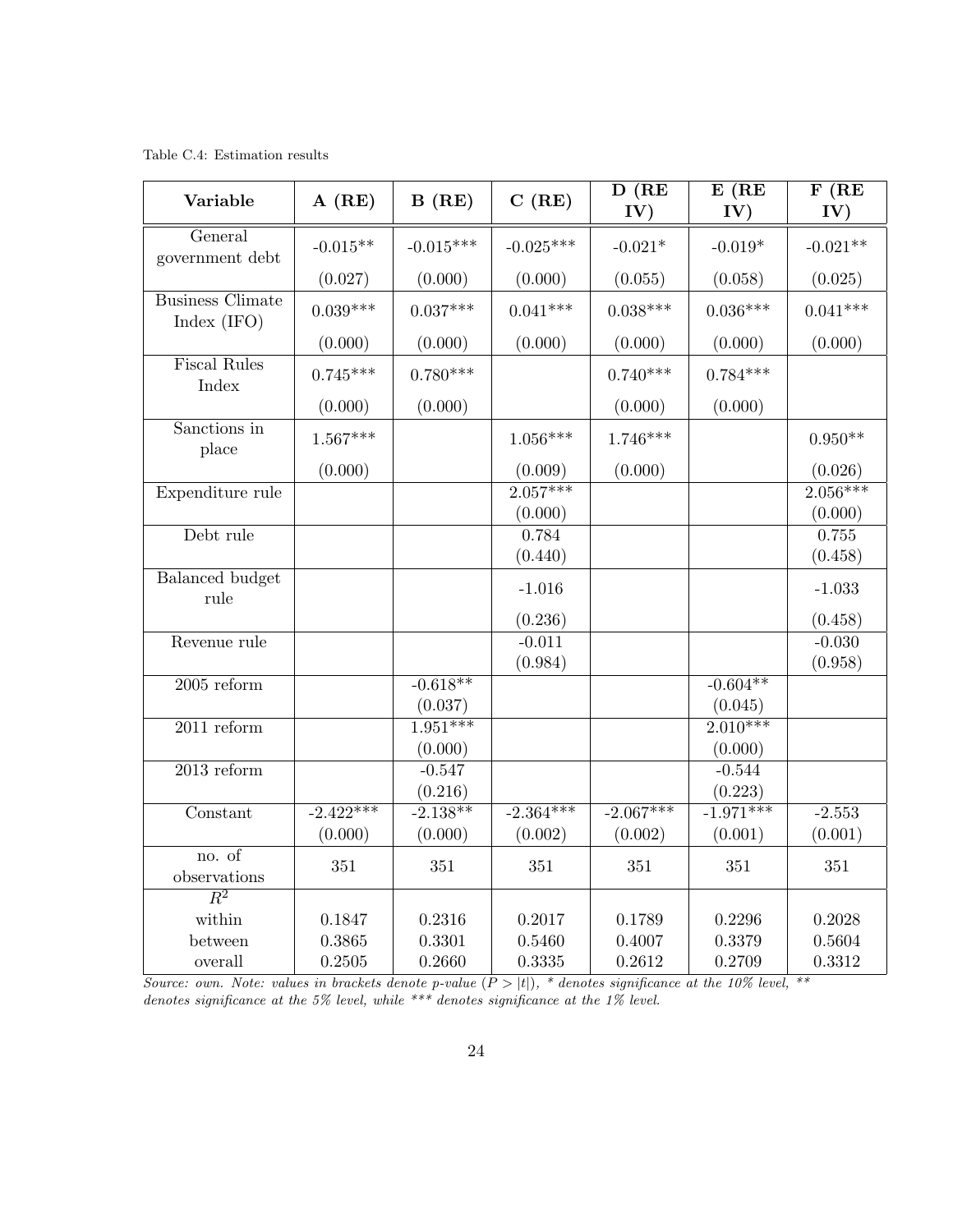Table C.4: Estimation results

| Variable | A (RE) | B (RE) | C (RE) | D (RE IV) | E (RE IV) | F (RE IV) |
|---|---|---|---|---|---|---|
| General government debt | -0.015** | -0.015*** | -0.025*** | -0.021* | -0.019* | -0.021** |
| | (0.027) | (0.000) | (0.000) | (0.055) | (0.058) | (0.025) |
| Business Climate Index (IFO) | 0.039*** | 0.037*** | 0.041*** | 0.038*** | 0.036*** | 0.041*** |
| | (0.000) | (0.000) | (0.000) | (0.000) | (0.000) | (0.000) |
| Fiscal Rules Index | 0.745*** | 0.780*** | | 0.740*** | 0.784*** | |
| | (0.000) | (0.000) | | (0.000) | (0.000) | |
| Sanctions in place | 1.567*** | | 1.056*** | 1.746*** | | 0.950** |
| | (0.000) | | (0.009) | (0.000) | | (0.026) |
| Expenditure rule | | | 2.057*** | | | 2.056*** |
| | | | (0.000) | | | (0.000) |
| Debt rule | | | 0.784 | | | 0.755 |
| | | | (0.440) | | | (0.458) |
| Balanced budget rule | | | -1.016 | | | -1.033 |
| | | | (0.236) | | | (0.458) |
| Revenue rule | | | -0.011 | | | -0.030 |
| | | | (0.984) | | | (0.958) |
| 2005 reform | | -0.618** | | | -0.604** | |
| | | (0.037) | | | (0.045) | |
| 2011 reform | | 1.951*** | | | 2.010*** | |
| | | (0.000) | | | (0.000) | |
| 2013 reform | | -0.547 | | | -0.544 | |
| | | (0.216) | | | (0.223) | |
| Constant | -2.422*** | -2.138** | -2.364*** | -2.067*** | -1.971*** | -2.553 |
| | (0.000) | (0.000) | (0.002) | (0.002) | (0.001) | (0.001) |
| no. of observations | 351 | 351 | 351 | 351 | 351 | 351 |
| $R^2$ | | | | | | |
| within | 0.1847 | 0.2316 | 0.2017 | 0.1789 | 0.2296 | 0.2028 |
| between | 0.3865 | 0.3301 | 0.5460 | 0.4007 | 0.3379 | 0.5604 |
| overall | 0.2505 | 0.2660 | 0.3335 | 0.2612 | 0.2709 | 0.3312 |

*Source: own. Note: values in brackets denote p-value ($P > |t|$), * denotes significance at the 10% level, ** denotes significance at the 5% level, while *** denotes significance at the 1% level.*